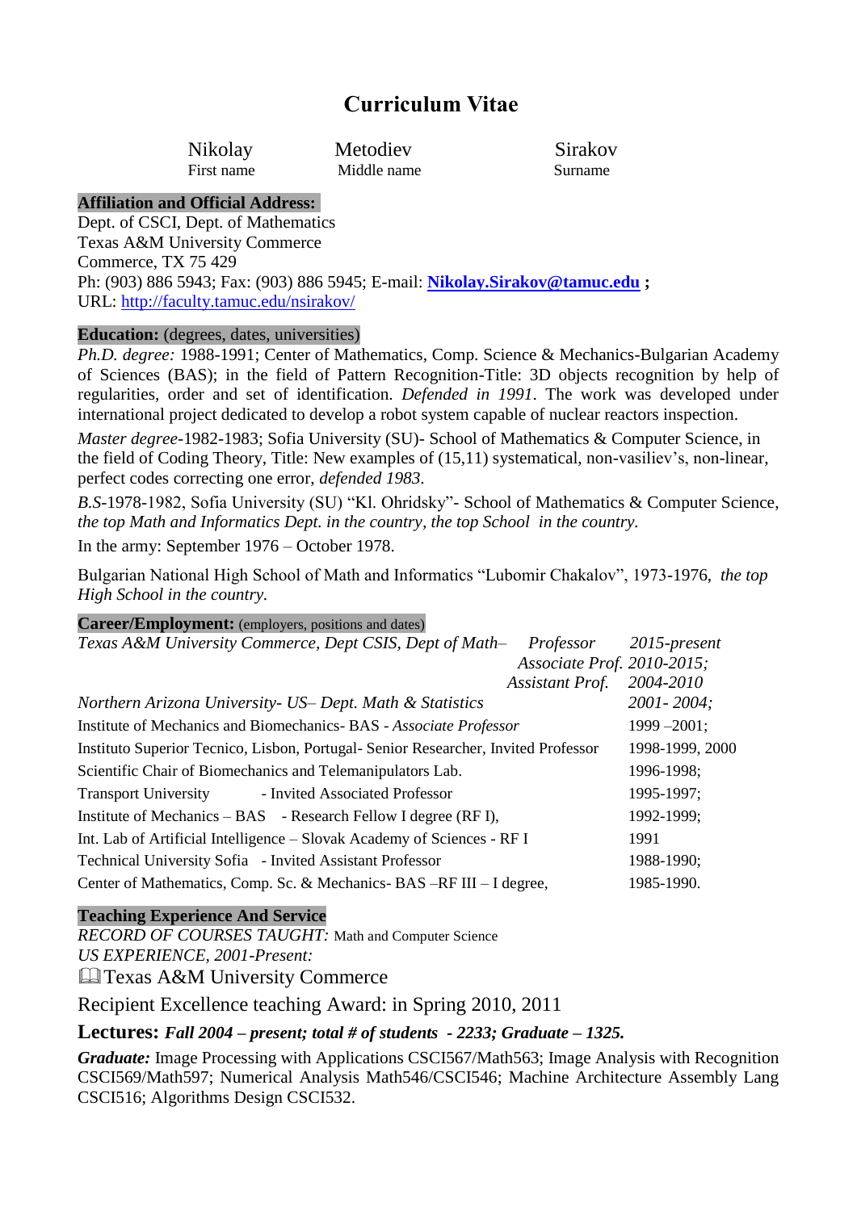# Curriculum Vitae

| Nikolay | Metodiev | Sirakov |
|---|---|---|
| First name | Middle name | Surname |

**Affiliation and Official Address:**

Dept. of CSCI, Dept. of Mathematics
Texas A&M University Commerce
Commerce, TX 75 429
Ph: (903) 886 5943; Fax: (903) 886 5945; E-mail: **Nikolay.Sirakov@tamuc.edu** ;
URL: http://faculty.tamuc.edu/nsirakov/

**Education:** (degrees, dates, universities)

*Ph.D. degree:* 1988-1991; Center of Mathematics, Comp. Science & Mechanics-Bulgarian Academy of Sciences (BAS); in the field of Pattern Recognition-Title: 3D objects recognition by help of regularities, order and set of identification. *Defended in 1991*. The work was developed under international project dedicated to develop a robot system capable of nuclear reactors inspection.

*Master degree*-1982-1983; Sofia University (SU)- School of Mathematics & Computer Science, in the field of Coding Theory, Title: New examples of (15,11) systematical, non-vasiliev's, non-linear, perfect codes correcting one error, *defended 1983*.

*B.S*-1978-1982, Sofia University (SU) "Kl. Ohridsky"- School of Mathematics & Computer Science, *the top Math and Informatics Dept. in the country, the top School in the country.*

In the army: September 1976 – October 1978.

Bulgarian National High School of Math and Informatics "Lubomir Chakalov", 1973-1976, *the top High School in the country.*

**Career/Employment:** (employers, positions and dates)

| | | |
|---|---|---|
| *Texas A&M University Commerce, Dept CSIS, Dept of Math–* | *Professor* | *2015-present* |
| | *Associate Prof.* | *2010-2015;* |
| | *Assistant Prof.* | *2004-2010* |
| *Northern Arizona University- US– Dept. Math & Statistics* | | *2001- 2004;* |
| Institute of Mechanics and Biomechanics- BAS - *Associate Professor* | | 1999 –2001; |
| Instituto Superior Tecnico, Lisbon, Portugal- Senior Researcher, Invited Professor | | 1998-1999, 2000 |
| Scientific Chair of Biomechanics and Telemanipulators Lab. | | 1996-1998; |
| Transport University - Invited Associated Professor | | 1995-1997; |
| Institute of Mechanics – BAS - Research Fellow I degree (RF I), | | 1992-1999; |
| Int. Lab of Artificial Intelligence – Slovak Academy of Sciences - RF I | | 1991 |
| Technical University Sofia - Invited Assistant Professor | | 1988-1990; |
| Center of Mathematics, Comp. Sc. & Mechanics- BAS –RF III – I degree, | | 1985-1990. |

**Teaching Experience And Service**

*RECORD OF COURSES TAUGHT:* Math and Computer Science
*US EXPERIENCE, 2001-Present:*
📖Texas A&M University Commerce

Recipient Excellence teaching Award: in Spring 2010, 2011

**Lectures:** ***Fall 2004 – present; total # of students - 2233; Graduate – 1325.***

***Graduate:*** Image Processing with Applications CSCI567/Math563; Image Analysis with Recognition CSCI569/Math597; Numerical Analysis Math546/CSCI546; Machine Architecture Assembly Lang CSCI516; Algorithms Design CSCI532.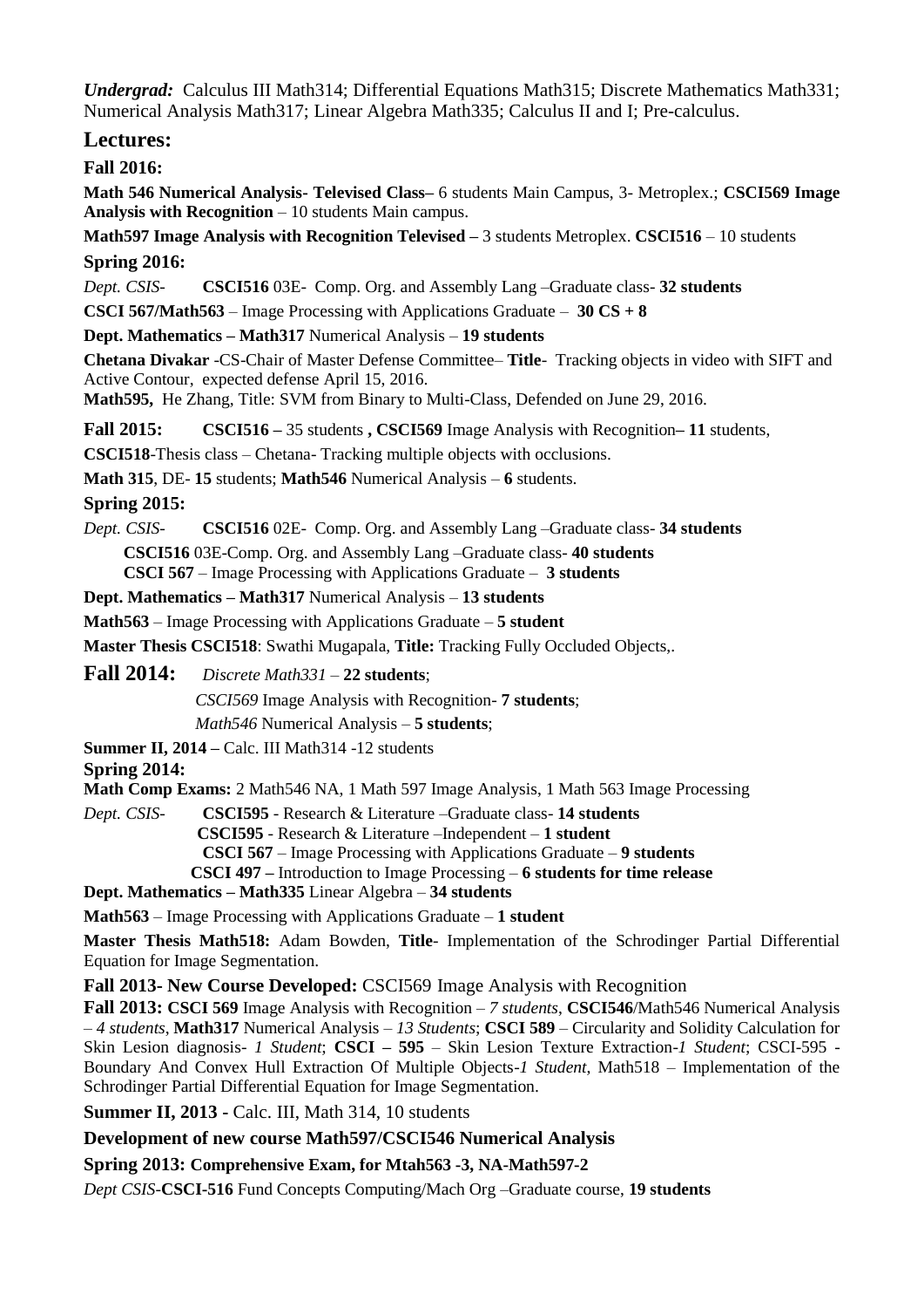*Undergrad:* Calculus III Math314; Differential Equations Math315; Discrete Mathematics Math331; Numerical Analysis Math317; Linear Algebra Math335; Calculus II and I; Pre-calculus.

## Lectures:

### Fall 2016:

**Math 546 Numerical Analysis- Televised Class–** 6 students Main Campus, 3- Metroplex.; **CSCI569 Image Analysis with Recognition** – 10 students Main campus.

**Math597 Image Analysis with Recognition Televised –** 3 students Metroplex. **CSCI516** – 10 students

### Spring 2016:

*Dept. CSIS-* **CSCI516** 03E- Comp. Org. and Assembly Lang –Graduate class- **32 students**

**CSCI 567/Math563** – Image Processing with Applications Graduate – **30 CS + 8**

**Dept. Mathematics – Math317** Numerical Analysis – **19 students**

**Chetana Divakar** -CS-Chair of Master Defense Committee– **Title**- Tracking objects in video with SIFT and Active Contour, expected defense April 15, 2016.

**Math595,** He Zhang, Title: SVM from Binary to Multi-Class, Defended on June 29, 2016.

**Fall 2015:** **CSCI516 –** 35 students **, CSCI569** Image Analysis with Recognition**– 11** students,

**CSCI518**-Thesis class – Chetana- Tracking multiple objects with occlusions.

**Math 315**, DE- **15** students; **Math546** Numerical Analysis – **6** students.

### Spring 2015:

*Dept. CSIS-* **CSCI516** 02E- Comp. Org. and Assembly Lang –Graduate class- **34 students**

**CSCI516** 03E-Comp. Org. and Assembly Lang –Graduate class- **40 students**

**CSCI 567** – Image Processing with Applications Graduate – **3 students**

**Dept. Mathematics – Math317** Numerical Analysis – **13 students**

**Math563** – Image Processing with Applications Graduate – **5 student**

**Master Thesis CSCI518**: Swathi Mugapala, **Title:** Tracking Fully Occluded Objects,.

### Fall 2014:

*Discrete Math331* – **22 students**;

*CSCI569* Image Analysis with Recognition- **7 students**;

*Math546* Numerical Analysis – **5 students**;

**Summer II, 2014 –** Calc. III Math314 -12 students

### Spring 2014:

**Math Comp Exams:** 2 Math546 NA, 1 Math 597 Image Analysis, 1 Math 563 Image Processing

*Dept. CSIS-* **CSCI595** - Research & Literature –Graduate class- **14 students**

**CSCI595** - Research & Literature –Independent – **1 student**

**CSCI 567** – Image Processing with Applications Graduate – **9 students**

**CSCI 497 –** Introduction to Image Processing – **6 students for time release**

**Dept. Mathematics – Math335** Linear Algebra – **34 students**

**Math563** – Image Processing with Applications Graduate – **1 student**

**Master Thesis Math518:** Adam Bowden, **Title**- Implementation of the Schrodinger Partial Differential Equation for Image Segmentation.

**Fall 2013- New Course Developed:** CSCI569 Image Analysis with Recognition

**Fall 2013: CSCI 569** Image Analysis with Recognition – *7 students*, **CSCI546**/Math546 Numerical Analysis – *4 students*, **Math317** Numerical Analysis – *13 Students*; **CSCI 589** – Circularity and Solidity Calculation for Skin Lesion diagnosis- *1 Student*; **CSCI – 595** – Skin Lesion Texture Extraction-*1 Student*; CSCI-595 - Boundary And Convex Hull Extraction Of Multiple Objects-*1 Student*, Math518 – Implementation of the Schrodinger Partial Differential Equation for Image Segmentation.

**Summer II, 2013 -** Calc. III, Math 314, 10 students

**Development of new course Math597/CSCI546 Numerical Analysis**

**Spring 2013: Comprehensive Exam, for Mtah563 -3, NA-Math597-2**

*Dept CSIS-***CSCI-516** Fund Concepts Computing/Mach Org –Graduate course, **19 students**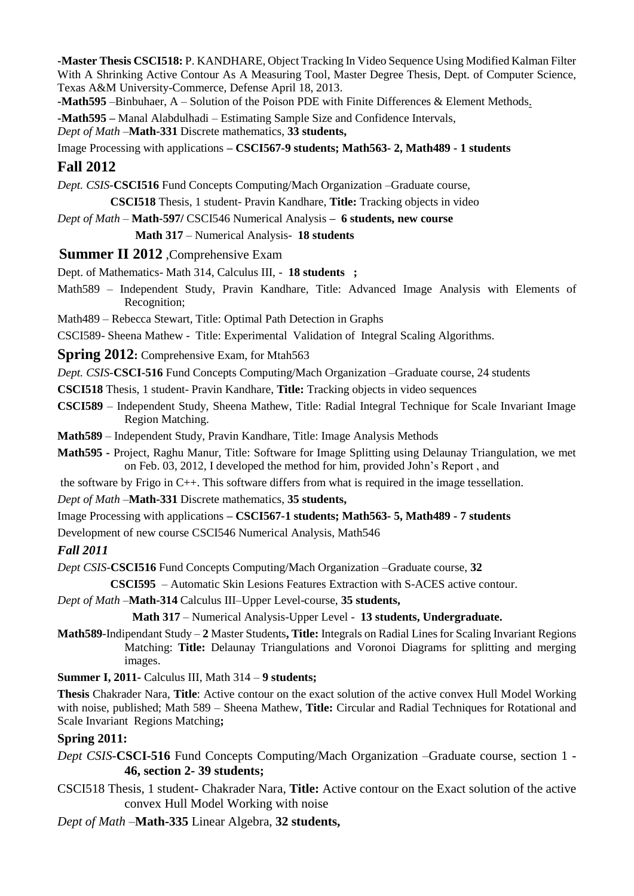-**Master Thesis CSCI518:** P. KANDHARE, Object Tracking In Video Sequence Using Modified Kalman Filter With A Shrinking Active Contour As A Measuring Tool, Master Degree Thesis, Dept. of Computer Science, Texas A&M University-Commerce, Defense April 18, 2013.

-**Math595** –Binbuhaer, A – Solution of the Poison PDE with Finite Differences & Element Methods.

-**Math595 –** Manal Alabdulhadi – Estimating Sample Size and Confidence Intervals,

*Dept of Math* –**Math-331** Discrete mathematics, **33 students,**

Image Processing with applications **– CSCI567-9 students; Math563- 2, Math489 - 1 students**

## Fall 2012

*Dept. CSIS*-**CSCI516** Fund Concepts Computing/Mach Organization –Graduate course,

**CSCI518** Thesis, 1 student- Pravin Kandhare, **Title:** Tracking objects in video

*Dept of Math* – **Math-597/** CSCI546 Numerical Analysis **– 6 students, new course**

**Math 317** – Numerical Analysis- **18 students**

## Summer II 2012 ,Comprehensive Exam

Dept. of Mathematics- Math 314, Calculus III, - **18 students ;**

Math589 – Independent Study, Pravin Kandhare, Title: Advanced Image Analysis with Elements of Recognition;

Math489 – Rebecca Stewart, Title: Optimal Path Detection in Graphs

CSCI589- Sheena Mathew - Title: Experimental Validation of Integral Scaling Algorithms.

## Spring 2012: Comprehensive Exam, for Mtah563

*Dept. CSIS*-**CSCI-516** Fund Concepts Computing/Mach Organization –Graduate course, 24 students

**CSCI518** Thesis, 1 student- Pravin Kandhare, **Title:** Tracking objects in video sequences

**CSCI589** – Independent Study, Sheena Mathew, Title: Radial Integral Technique for Scale Invariant Image Region Matching.

**Math589** – Independent Study, Pravin Kandhare, Title: Image Analysis Methods

**Math595 -** Project, Raghu Manur, Title: Software for Image Splitting using Delaunay Triangulation, we met on Feb. 03, 2012, I developed the method for him, provided John's Report , and

the software by Frigo in C++. This software differs from what is required in the image tessellation.

*Dept of Math* –**Math-331** Discrete mathematics, **35 students,**

Image Processing with applications **– CSCI567-1 students; Math563- 5, Math489 - 7 students**

Development of new course CSCI546 Numerical Analysis, Math546

### *Fall 2011*

*Dept CSIS*-**CSCI516** Fund Concepts Computing/Mach Organization –Graduate course, **32**

**CSCI595** – Automatic Skin Lesions Features Extraction with S-ACES active contour.

*Dept of Math* –**Math-314** Calculus III–Upper Level-course, **35 students,**

**Math 317** – Numerical Analysis-Upper Level - **13 students, Undergraduate.**

**Math589**-Indipendant Study – **2** Master Students**, Title:** Integrals on Radial Lines for Scaling Invariant Regions Matching: **Title:** Delaunay Triangulations and Voronoi Diagrams for splitting and merging images.

**Summer I, 2011**- Calculus III, Math 314 – **9 students;**

**Thesis** Chakrader Nara, **Title**: Active contour on the exact solution of the active convex Hull Model Working with noise, published; Math 589 – Sheena Mathew, **Title:** Circular and Radial Techniques for Rotational and Scale Invariant Regions Matching**;**

### Spring 2011:

*Dept CSIS*-**CSCI-516** Fund Concepts Computing/Mach Organization –Graduate course, section 1 - **46, section 2- 39 students;**

CSCI518 Thesis, 1 student- Chakrader Nara, **Title:** Active contour on the Exact solution of the active convex Hull Model Working with noise

*Dept of Math* –**Math-335** Linear Algebra, **32 students,**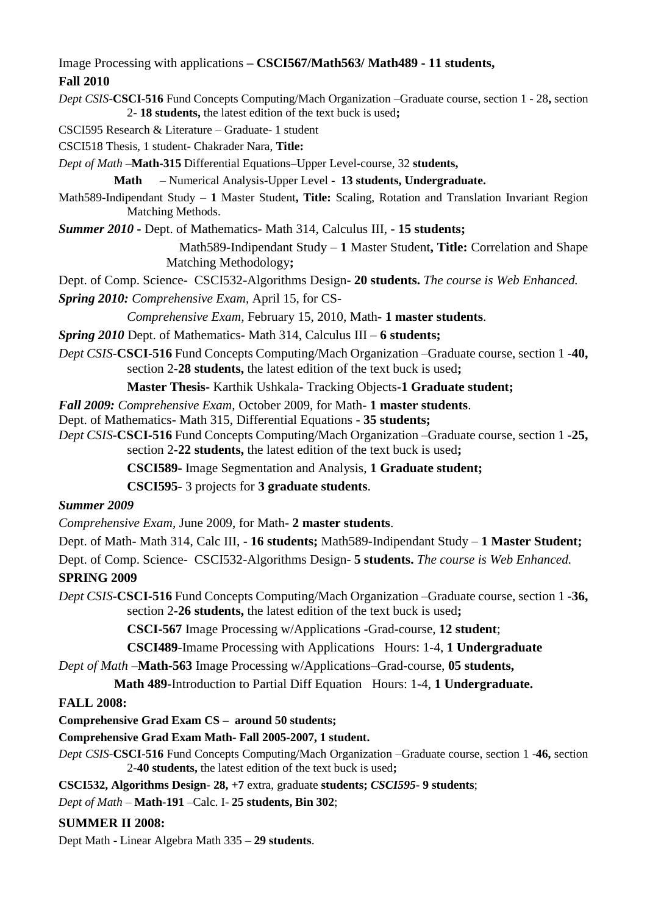Image Processing with applications **– CSCI567/Math563/ Math489 - 11 students,**

**Fall 2010**

*Dept CSIS-***CSCI-516** Fund Concepts Computing/Mach Organization –Graduate course, section 1 - 28**,** section 2- **18 students,** the latest edition of the text buck is used**;**

CSCI595 Research & Literature – Graduate- 1 student

CSCI518 Thesis, 1 student- Chakrader Nara, **Title:**

*Dept of Math –***Math-315** Differential Equations–Upper Level-course, 32 **students,**

**Math** – Numerical Analysis-Upper Level - **13 students, Undergraduate.**

Math589-Indipendant Study – **1** Master Student**, Title:** Scaling, Rotation and Translation Invariant Region Matching Methods.

***Summer 2010* -** Dept. of Mathematics- Math 314, Calculus III, **- 15 students;**

Math589-Indipendant Study – **1** Master Student**, Title:** Correlation and Shape Matching Methodology**;**

Dept. of Comp. Science- CSCI532-Algorithms Design**- 20 students.** *The course is Web Enhanced.*

***Spring 2010:*** *Comprehensive Exam,* April 15, for CS-

*Comprehensive Exam,* February 15, 2010, Math- **1 master students**.

***Spring 2010*** Dept. of Mathematics- Math 314, Calculus III – **6 students;**

*Dept CSIS-***CSCI-516** Fund Concepts Computing/Mach Organization –Graduate course, section 1 **-40,** section 2**-28 students,** the latest edition of the text buck is used**;**

**Master Thesis-** Karthik Ushkala- Tracking Objects-**1 Graduate student;**

***Fall 2009:*** *Comprehensive Exam,* October 2009, for Math- **1 master students**.

Dept. of Mathematics- Math 315, Differential Equations **- 35 students;**

*Dept CSIS-***CSCI-516** Fund Concepts Computing/Mach Organization –Graduate course, section 1 **-25,** section 2**-22 students,** the latest edition of the text buck is used**;**

**CSCI589-** Image Segmentation and Analysis, **1 Graduate student;**

**CSCI595-** 3 projects for **3 graduate students**.

***Summer 2009***

*Comprehensive Exam,* June 2009, for Math- **2 master students**.

Dept. of Math- Math 314, Calc III, - **16 students;** Math589-Indipendant Study – **1 Master Student;**

Dept. of Comp. Science- CSCI532-Algorithms Design**- 5 students.** *The course is Web Enhanced.*

**SPRING 2009**

*Dept CSIS-***CSCI-516** Fund Concepts Computing/Mach Organization –Graduate course, section 1 **-36,** section 2**-26 students,** the latest edition of the text buck is used**;**

**CSCI-567** Image Processing w/Applications -Grad-course, **12 student**;

**CSCI489**-Imame Processing with Applications Hours: 1-4, **1 Undergraduate**

*Dept of Math –***Math-563** Image Processing w/Applications–Grad-course, **05 students,**

**Math 489**-Introduction to Partial Diff Equation Hours: 1-4, **1 Undergraduate.**

**FALL 2008:**

**Comprehensive Grad Exam CS – around 50 students;**

**Comprehensive Grad Exam Math- Fall 2005-2007, 1 student.**

*Dept CSIS-***CSCI-516** Fund Concepts Computing/Mach Organization –Graduate course, section 1 **-46,** section 2**-40 students,** the latest edition of the text buck is used**;**

**CSCI532, Algorithms Design- 28, +7** extra, graduate **students;** ***CSCI595*- 9 students**;

*Dept of Math –* **Math-191** –Calc. I- **25 students, Bin 302**;

**SUMMER II 2008:**

Dept Math - Linear Algebra Math 335 – **29 students**.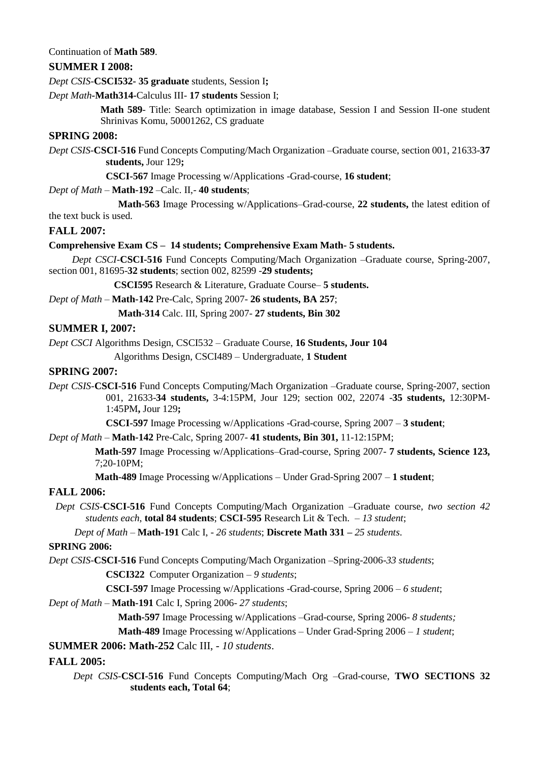Continuation of **Math 589**.

**SUMMER I 2008:**

*Dept CSIS*-**CSCI532- 35 graduate** students, Session I**;**

*Dept Math*-**Math314**-Calculus III- **17 students** Session I;

**Math 589**- Title: Search optimization in image database, Session I and Session II-one student Shrinivas Komu, 50001262, CS graduate

**SPRING 2008:**

*Dept CSIS*-**CSCI-516** Fund Concepts Computing/Mach Organization –Graduate course, section 001, 21633-**37 students,** Jour 129**;**

**CSCI-567** Image Processing w/Applications -Grad-course, **16 student**;

*Dept of Math* – **Math-192** –Calc. II,- **40 students**;

**Math-563** Image Processing w/Applications–Grad-course, **22 students,** the latest edition of the text buck is used.

**FALL 2007:**

**Comprehensive Exam CS – 14 students; Comprehensive Exam Math- 5 students.**

*Dept CSCI*-**CSCI-516** Fund Concepts Computing/Mach Organization –Graduate course, Spring-2007, section 001, 81695-**32 students**; section 002, 82599 -**29 students;**

**CSCI595** Research & Literature, Graduate Course– **5 students.**

*Dept of Math* – **Math-142** Pre-Calc, Spring 2007- **26 students, BA 257**;

**Math-314** Calc. III, Spring 2007- **27 students, Bin 302**

**SUMMER I, 2007:**

*Dept CSCI* Algorithms Design, CSCI532 – Graduate Course, **16 Students, Jour 104**

Algorithms Design, CSCI489 – Undergraduate, **1 Student**

**SPRING 2007:**

*Dept CSIS*-**CSCI-516** Fund Concepts Computing/Mach Organization –Graduate course, Spring-2007, section 001, 21633-**34 students,** 3-4:15PM, Jour 129; section 002, 22074 -**35 students,** 12:30PM-1:45PM**,** Jour 129**;**

**CSCI-597** Image Processing w/Applications -Grad-course, Spring 2007 – **3 student**;

*Dept of Math* – **Math-142** Pre-Calc, Spring 2007- **41 students, Bin 301,** 11-12:15PM;

**Math-597** Image Processing w/Applications–Grad-course, Spring 2007- **7 students, Science 123,** 7;20-10PM;

**Math-489** Image Processing w/Applications – Under Grad-Spring 2007 – **1 student**;

**FALL 2006:**

*Dept CSIS*-**CSCI-516** Fund Concepts Computing/Mach Organization –Graduate course, *two section 42 students each*, **total 84 students**; **CSCI-595** Research Lit & Tech. – *13 student*;

*Dept of Math* – **Math-191** Calc I, - *26 students*; **Discrete Math 331 –** *25 students*.

**SPRING 2006:**

*Dept CSIS*-**CSCI-516** Fund Concepts Computing/Mach Organization –Spring-2006-*33 students*;

**CSCI322** Computer Organization – *9 students*;

**CSCI-597** Image Processing w/Applications -Grad-course, Spring 2006 – *6 student*;

*Dept of Math* – **Math-191** Calc I, Spring 2006- *27 students*;

**Math-597** Image Processing w/Applications –Grad-course, Spring 2006- *8 students;*

**Math-489** Image Processing w/Applications – Under Grad-Spring 2006 – *1 student*;

**SUMMER 2006: Math-252** Calc III, - *10 students*.

**FALL 2005:**

*Dept CSIS*-**CSCI-516** Fund Concepts Computing/Mach Org –Grad-course, **TWO SECTIONS 32 students each, Total 64**;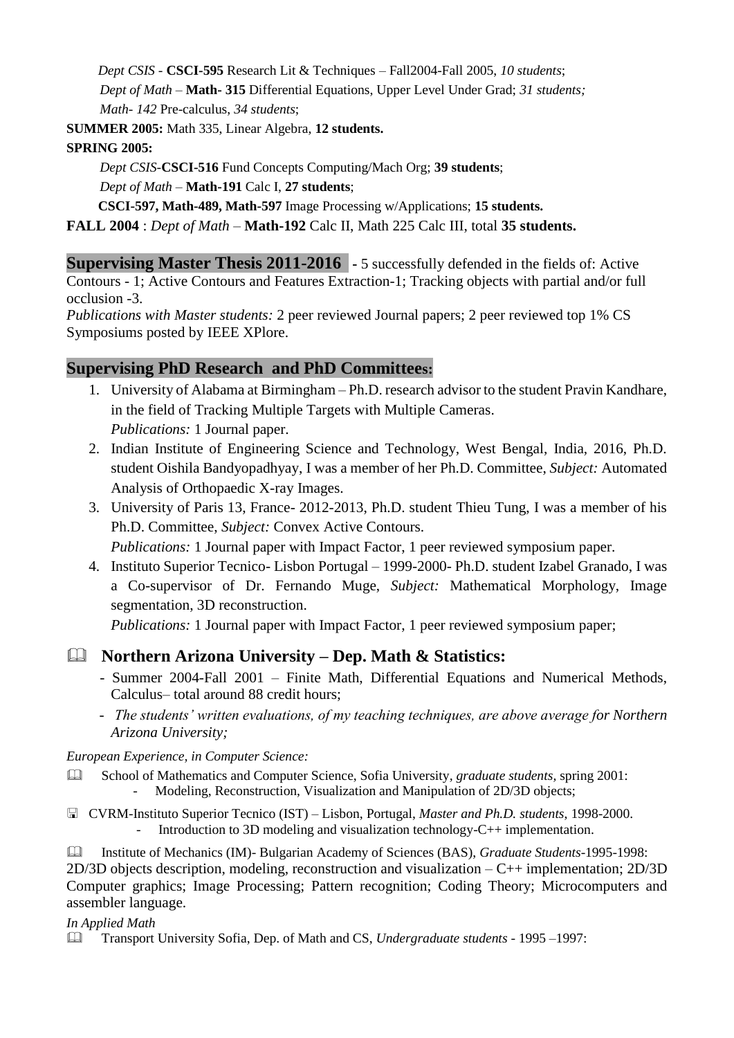*Dept CSIS* - **CSCI-595** Research Lit & Techniques – Fall2004-Fall 2005, *10 students*;

*Dept of Math* – **Math- 315** Differential Equations, Upper Level Under Grad; *31 students;*

*Math- 142* Pre-calculus, *34 students*;

**SUMMER 2005:** Math 335, Linear Algebra, **12 students.**

**SPRING 2005:**

*Dept CSIS*-**CSCI-516** Fund Concepts Computing/Mach Org; **39 students**;

*Dept of Math* – **Math-191** Calc I, **27 students**;

**CSCI-597, Math-489, Math-597** Image Processing w/Applications; **15 students.**

**FALL 2004** : *Dept of Math* – **Math-192** Calc II, Math 225 Calc III, total **35 students.**

**Supervising Master Thesis 2011-2016** - 5 successfully defended in the fields of: Active Contours - 1; Active Contours and Features Extraction-1; Tracking objects with partial and/or full occlusion -3.

*Publications with Master students:* 2 peer reviewed Journal papers; 2 peer reviewed top 1% CS Symposiums posted by IEEE XPlore.

## Supervising PhD Research and PhD Committees:

1. University of Alabama at Birmingham – Ph.D. research advisor to the student Pravin Kandhare, in the field of Tracking Multiple Targets with Multiple Cameras.
   *Publications:* 1 Journal paper.
2. Indian Institute of Engineering Science and Technology, West Bengal, India, 2016, Ph.D. student Oishila Bandyopadhyay, I was a member of her Ph.D. Committee, *Subject:* Automated Analysis of Orthopaedic X-ray Images.
3. University of Paris 13, France- 2012-2013, Ph.D. student Thieu Tung, I was a member of his Ph.D. Committee, *Subject:* Convex Active Contours.
   *Publications:* 1 Journal paper with Impact Factor, 1 peer reviewed symposium paper.
4. Instituto Superior Tecnico- Lisbon Portugal – 1999-2000- Ph.D. student Izabel Granado, I was a Co-supervisor of Dr. Fernando Muge, *Subject:* Mathematical Morphology, Image segmentation, 3D reconstruction.
   *Publications:* 1 Journal paper with Impact Factor, 1 peer reviewed symposium paper;

### Northern Arizona University – Dep. Math & Statistics:

- Summer 2004-Fall 2001 – Finite Math, Differential Equations and Numerical Methods, Calculus– total around 88 credit hours;
- *The students' written evaluations, of my teaching techniques, are above average for Northern Arizona University;*

*European Experience, in Computer Science:*

School of Mathematics and Computer Science, Sofia University, *graduate students*, spring 2001:
- Modeling, Reconstruction, Visualization and Manipulation of 2D/3D objects;

CVRM-Instituto Superior Tecnico (IST) – Lisbon, Portugal, *Master and Ph.D. students*, 1998-2000.
- Introduction to 3D modeling and visualization technology-C++ implementation.

Institute of Mechanics (IM)- Bulgarian Academy of Sciences (BAS), *Graduate Students*-1995-1998: 2D/3D objects description, modeling, reconstruction and visualization – C++ implementation; 2D/3D Computer graphics; Image Processing; Pattern recognition; Coding Theory; Microcomputers and assembler language.

*In Applied Math*

Transport University Sofia, Dep. of Math and CS, *Undergraduate students* - 1995 –1997: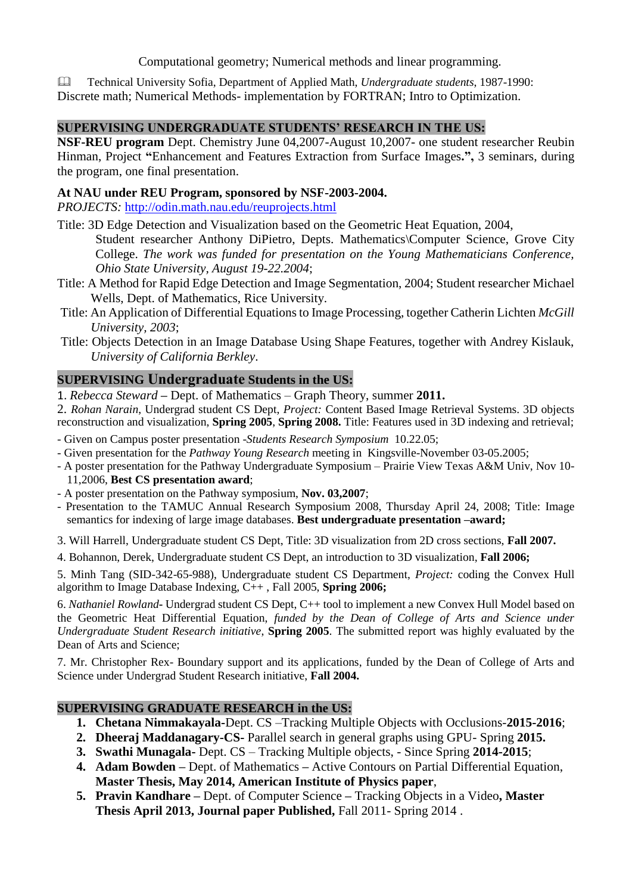Computational geometry; Numerical methods and linear programming.

📖 Technical University Sofia, Department of Applied Math, *Undergraduate students*, 1987-1990: Discrete math; Numerical Methods- implementation by FORTRAN; Intro to Optimization.

## SUPERVISING UNDERGRADUATE STUDENTS' RESEARCH IN THE US:

**NSF-REU program** Dept. Chemistry June 04,2007-August 10,2007- one student researcher Reubin Hinman, Project **"**Enhancement and Features Extraction from Surface Images**.",** 3 seminars, during the program, one final presentation.

**At NAU under REU Program, sponsored by NSF-2003-2004.**

*PROJECTS:* http://odin.math.nau.edu/reuprojects.html

Title: 3D Edge Detection and Visualization based on the Geometric Heat Equation, 2004, Student researcher Anthony DiPietro, Depts. Mathematics\Computer Science, Grove City College. *The work was funded for presentation on the Young Mathematicians Conference, Ohio State University, August 19-22.2004*;

Title: A Method for Rapid Edge Detection and Image Segmentation, 2004; Student researcher Michael Wells, Dept. of Mathematics, Rice University.

Title: An Application of Differential Equations to Image Processing, together Catherin Lichten *McGill University, 2003*;

Title: Objects Detection in an Image Database Using Shape Features, together with Andrey Kislauk, *University of California Berkley*.

## SUPERVISING Undergraduate Students in the US:

1. *Rebecca Steward* **–** Dept. of Mathematics – Graph Theory, summer **2011.**
2. *Rohan Narain*, Undergrad student CS Dept, *Project:* Content Based Image Retrieval Systems. 3D objects reconstruction and visualization, **Spring 2005**, **Spring 2008.** Title: Features used in 3D indexing and retrieval;
   - Given on Campus poster presentation -*Students Research Symposium* 10.22.05;
   - Given presentation for the *Pathway Young Research* meeting in Kingsville-November 03-05.2005;
   - A poster presentation for the Pathway Undergraduate Symposium – Prairie View Texas A&M Univ, Nov 10-11,2006, **Best CS presentation award**;
   - A poster presentation on the Pathway symposium, **Nov. 03,2007**;
   - Presentation to the TAMUC Annual Research Symposium 2008, Thursday April 24, 2008; Title: Image semantics for indexing of large image databases. **Best undergraduate presentation –award;**
3. Will Harrell, Undergraduate student CS Dept, Title: 3D visualization from 2D cross sections, **Fall 2007.**
4. Bohannon, Derek, Undergraduate student CS Dept, an introduction to 3D visualization, **Fall 2006;**
5. Minh Tang (SID-342-65-988), Undergraduate student CS Department, *Project:* coding the Convex Hull algorithm to Image Database Indexing, C++ , Fall 2005, **Spring 2006;**
6. *Nathaniel Rowland***-** Undergrad student CS Dept, C++ tool to implement a new Convex Hull Model based on the Geometric Heat Differential Equation, *funded by the Dean of College of Arts and Science under Undergraduate Student Research initiative*, **Spring 2005**. The submitted report was highly evaluated by the Dean of Arts and Science;
7. Mr. Christopher Rex- Boundary support and its applications, funded by the Dean of College of Arts and Science under Undergrad Student Research initiative, **Fall 2004.**

## SUPERVISING GRADUATE RESEARCH in the US:

1. **Chetana Nimmakayala**-Dept. CS –Tracking Multiple Objects with Occlusions-**2015-2016**;
2. **Dheeraj Maddanagary-CS-** Parallel search in general graphs using GPU- Spring **2015.**
3. **Swathi Munagala**- Dept. CS – Tracking Multiple objects, - Since Spring **2014-2015**;
4. **Adam Bowden** – Dept. of Mathematics – Active Contours on Partial Differential Equation, **Master Thesis, May 2014, American Institute of Physics paper**,
5. **Pravin Kandhare** – Dept. of Computer Science – Tracking Objects in a Video**, Master Thesis April 2013, Journal paper Published,** Fall 2011- Spring 2014 .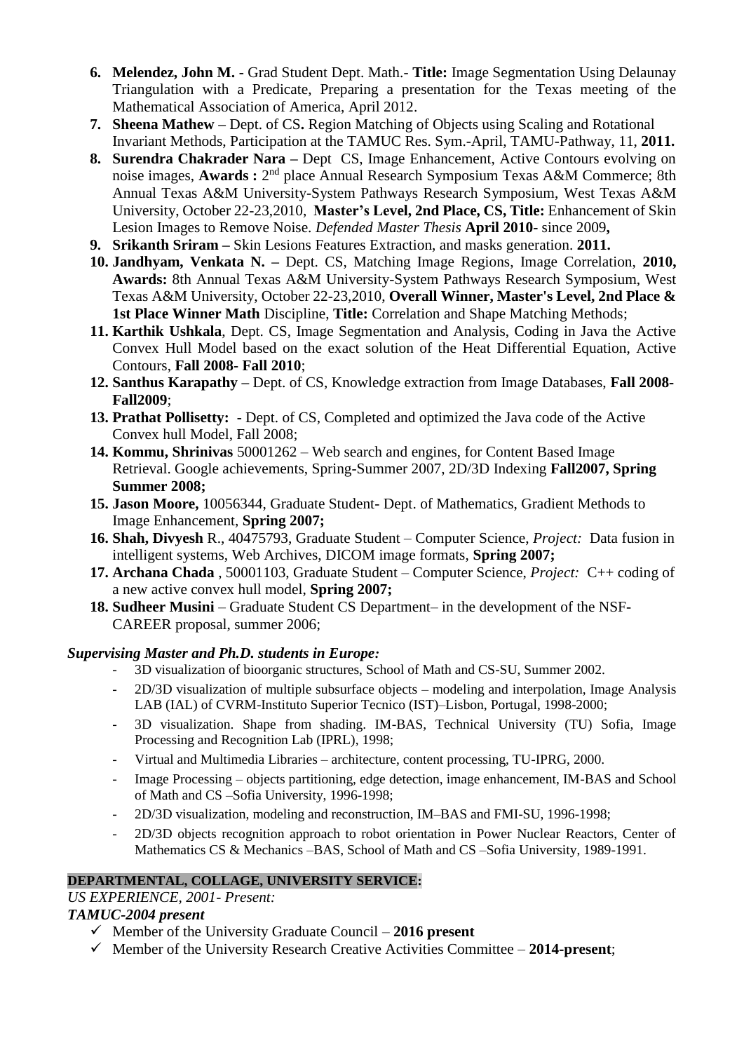6. **Melendez, John M. -** Grad Student Dept. Math.- **Title:** Image Segmentation Using Delaunay Triangulation with a Predicate, Preparing a presentation for the Texas meeting of the Mathematical Association of America, April 2012.
7. **Sheena Mathew –** Dept. of CS**.** Region Matching of Objects using Scaling and Rotational Invariant Methods, Participation at the TAMUC Res. Sym.-April, TAMU-Pathway, 11, **2011.**
8. **Surendra Chakrader Nara –** Dept CS, Image Enhancement, Active Contours evolving on noise images, **Awards :** 2nd place Annual Research Symposium Texas A&M Commerce; 8th Annual Texas A&M University-System Pathways Research Symposium, West Texas A&M University, October 22-23,2010, **Master's Level, 2nd Place, CS, Title:** Enhancement of Skin Lesion Images to Remove Noise. *Defended Master Thesis* **April 2010-** since 2009**,**
9. **Srikanth Sriram –** Skin Lesions Features Extraction, and masks generation. **2011.**
10. **Jandhyam, Venkata N. –** Dept. CS, Matching Image Regions, Image Correlation, **2010, Awards:** 8th Annual Texas A&M University-System Pathways Research Symposium, West Texas A&M University, October 22-23,2010, **Overall Winner, Master's Level, 2nd Place & 1st Place Winner Math** Discipline, **Title:** Correlation and Shape Matching Methods;
11. **Karthik Ushkala**, Dept. CS, Image Segmentation and Analysis, Coding in Java the Active Convex Hull Model based on the exact solution of the Heat Differential Equation, Active Contours, **Fall 2008- Fall 2010**;
12. **Santhus Karapathy –** Dept. of CS, Knowledge extraction from Image Databases, **Fall 2008-Fall2009**;
13. **Prathat Pollisetty: -** Dept. of CS, Completed and optimized the Java code of the Active Convex hull Model, Fall 2008;
14. **Kommu, Shrinivas** 50001262 – Web search and engines, for Content Based Image Retrieval. Google achievements, Spring-Summer 2007, 2D/3D Indexing **Fall2007, Spring Summer 2008;**
15. **Jason Moore,** 10056344, Graduate Student- Dept. of Mathematics, Gradient Methods to Image Enhancement, **Spring 2007;**
16. **Shah, Divyesh** R., 40475793, Graduate Student – Computer Science, *Project:* Data fusion in intelligent systems, Web Archives, DICOM image formats, **Spring 2007;**
17. **Archana Chada** , 50001103, Graduate Student – Computer Science, *Project:* C++ coding of a new active convex hull model, **Spring 2007;**
18. **Sudheer Musini** – Graduate Student CS Department– in the development of the NSF-CAREER proposal, summer 2006;

***Supervising Master and Ph.D. students in Europe:***

- 3D visualization of bioorganic structures, School of Math and CS-SU, Summer 2002.
- 2D/3D visualization of multiple subsurface objects – modeling and interpolation, Image Analysis LAB (IAL) of CVRM-Instituto Superior Tecnico (IST)–Lisbon, Portugal, 1998-2000;
- 3D visualization. Shape from shading. IM-BAS, Technical University (TU) Sofia, Image Processing and Recognition Lab (IPRL), 1998;
- Virtual and Multimedia Libraries – architecture, content processing, TU-IPRG, 2000.
- Image Processing – objects partitioning, edge detection, image enhancement, IM-BAS and School of Math and CS –Sofia University, 1996-1998;
- 2D/3D visualization, modeling and reconstruction, IM–BAS and FMI-SU, 1996-1998;
- 2D/3D objects recognition approach to robot orientation in Power Nuclear Reactors, Center of Mathematics CS & Mechanics –BAS, School of Math and CS –Sofia University, 1989-1991.

**DEPARTMENTAL, COLLAGE, UNIVERSITY SERVICE:**

*US EXPERIENCE, 2001- Present:*

***TAMUC-2004 present***

- ✓ Member of the University Graduate Council – **2016 present**
- ✓ Member of the University Research Creative Activities Committee – **2014-present**;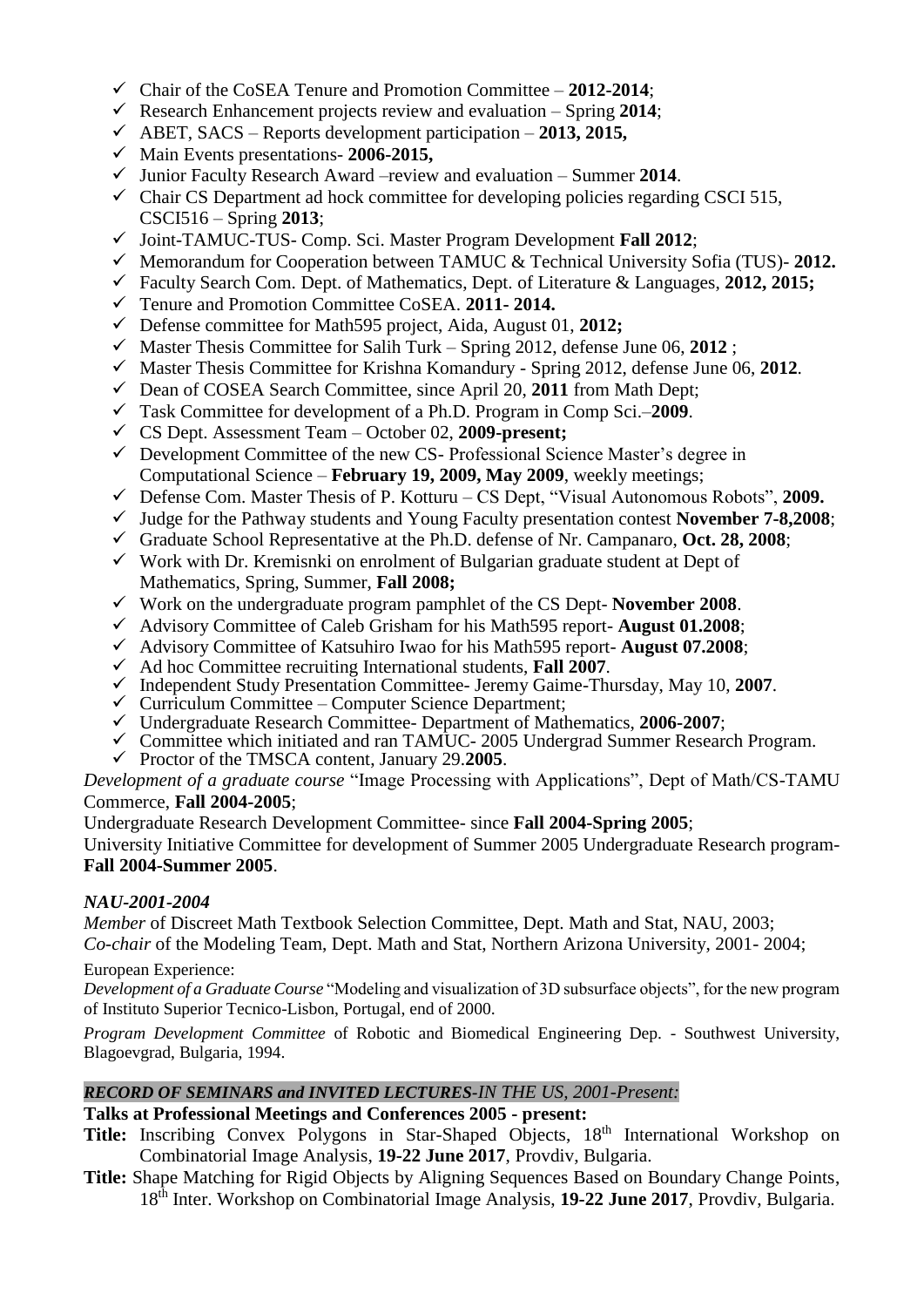- ✓ Chair of the CoSEA Tenure and Promotion Committee – **2012-2014**;
- ✓ Research Enhancement projects review and evaluation – Spring **2014**;
- ✓ ABET, SACS – Reports development participation – **2013, 2015,**
- ✓ Main Events presentations- **2006-2015,**
- ✓ Junior Faculty Research Award –review and evaluation – Summer **2014**.
- ✓ Chair CS Department ad hock committee for developing policies regarding CSCI 515, CSCI516 – Spring **2013**;
- ✓ Joint-TAMUC-TUS- Comp. Sci. Master Program Development **Fall 2012**;
- ✓ Memorandum for Cooperation between TAMUC & Technical University Sofia (TUS)- **2012.**
- ✓ Faculty Search Com. Dept. of Mathematics, Dept. of Literature & Languages, **2012, 2015;**
- ✓ Tenure and Promotion Committee CoSEA. **2011- 2014.**
- ✓ Defense committee for Math595 project, Aida, August 01, **2012;**
- ✓ Master Thesis Committee for Salih Turk – Spring 2012, defense June 06, **2012** ;
- ✓ Master Thesis Committee for Krishna Komandury - Spring 2012, defense June 06, **2012**.
- ✓ Dean of COSEA Search Committee, since April 20, **2011** from Math Dept;
- ✓ Task Committee for development of a Ph.D. Program in Comp Sci.–**2009**.
- ✓ CS Dept. Assessment Team – October 02, **2009-present;**
- ✓ Development Committee of the new CS- Professional Science Master's degree in Computational Science – **February 19, 2009, May 2009**, weekly meetings;
- ✓ Defense Com. Master Thesis of P. Kotturu – CS Dept, "Visual Autonomous Robots", **2009.**
- ✓ Judge for the Pathway students and Young Faculty presentation contest **November 7-8,2008**;
- ✓ Graduate School Representative at the Ph.D. defense of Nr. Campanaro, **Oct. 28, 2008**;
- ✓ Work with Dr. Kremisnki on enrolment of Bulgarian graduate student at Dept of Mathematics, Spring, Summer, **Fall 2008;**
- ✓ Work on the undergraduate program pamphlet of the CS Dept- **November 2008**.
- ✓ Advisory Committee of Caleb Grisham for his Math595 report- **August 01.2008**;
- ✓ Advisory Committee of Katsuhiro Iwao for his Math595 report- **August 07.2008**;
- ✓ Ad hoc Committee recruiting International students, **Fall 2007**.
- ✓ Independent Study Presentation Committee- Jeremy Gaime-Thursday, May 10, **2007**.
- ✓ Curriculum Committee – Computer Science Department;
- ✓ Undergraduate Research Committee- Department of Mathematics, **2006-2007**;
- ✓ Committee which initiated and ran TAMUC- 2005 Undergrad Summer Research Program.
- ✓ Proctor of the TMSCA content, January 29.**2005**.

*Development of a graduate course* "Image Processing with Applications", Dept of Math/CS-TAMU Commerce, **Fall 2004-2005**;

Undergraduate Research Development Committee- since **Fall 2004-Spring 2005**;

University Initiative Committee for development of Summer 2005 Undergraduate Research program- **Fall 2004-Summer 2005**.

### *NAU-2001-2004*

*Member* of Discreet Math Textbook Selection Committee, Dept. Math and Stat, NAU, 2003;
*Co-chair* of the Modeling Team, Dept. Math and Stat, Northern Arizona University, 2001- 2004;

European Experience:

*Development of a Graduate Course* "Modeling and visualization of 3D subsurface objects", for the new program of Instituto Superior Tecnico-Lisbon, Portugal, end of 2000.

*Program Development Committee* of Robotic and Biomedical Engineering Dep. - Southwest University, Blagoevgrad, Bulgaria, 1994.

### ***RECORD OF SEMINARS and INVITED LECTURES****-IN THE US, 2001-Present:*

**Talks at Professional Meetings and Conferences 2005 - present:**

**Title:** Inscribing Convex Polygons in Star-Shaped Objects, 18th International Workshop on Combinatorial Image Analysis, **19-22 June 2017**, Provdiv, Bulgaria.

**Title:** Shape Matching for Rigid Objects by Aligning Sequences Based on Boundary Change Points, 18th Inter. Workshop on Combinatorial Image Analysis, **19-22 June 2017**, Provdiv, Bulgaria.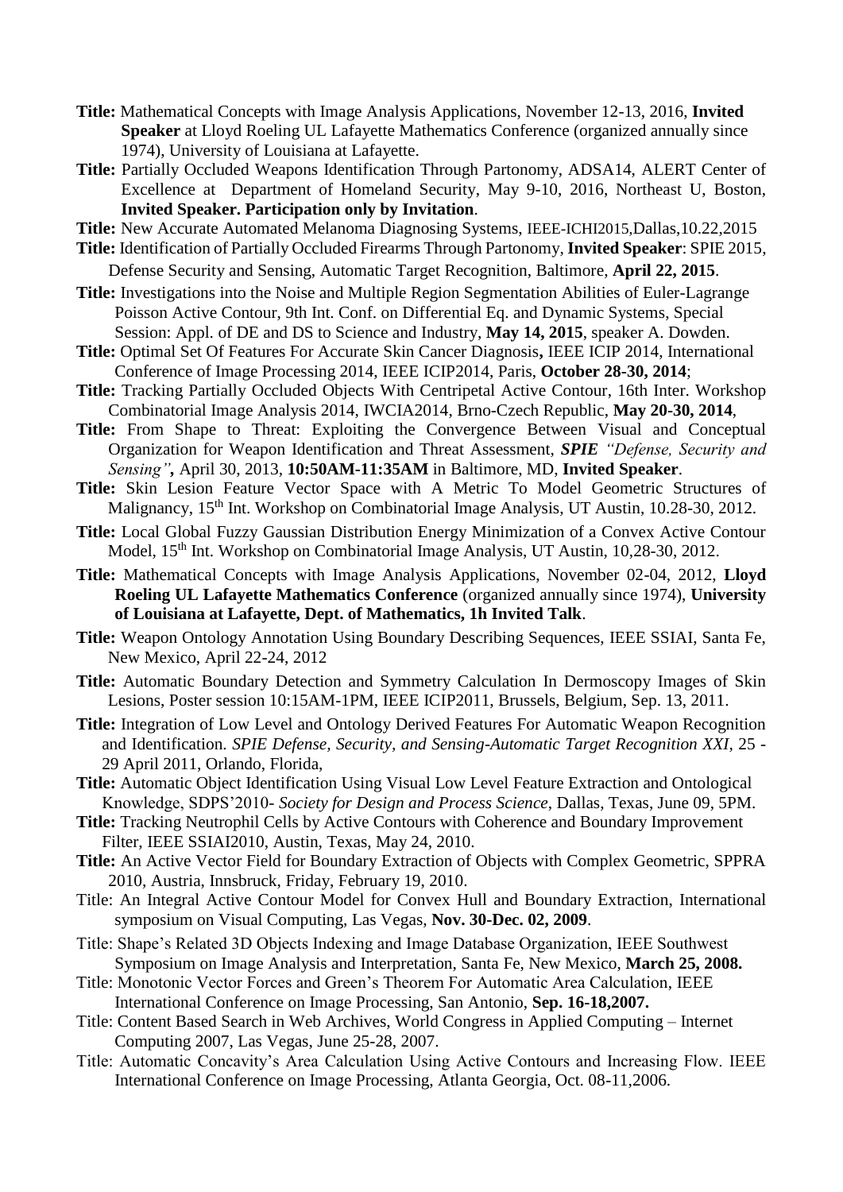**Title:** Mathematical Concepts with Image Analysis Applications, November 12-13, 2016, **Invited Speaker** at Lloyd Roeling UL Lafayette Mathematics Conference (organized annually since 1974), University of Louisiana at Lafayette.

**Title:** Partially Occluded Weapons Identification Through Partonomy, ADSA14, ALERT Center of Excellence at Department of Homeland Security, May 9-10, 2016, Northeast U, Boston, **Invited Speaker. Participation only by Invitation**.

**Title:** New Accurate Automated Melanoma Diagnosing Systems, IEEE-ICHI2015,Dallas,10.22,2015

**Title:** Identification of Partially Occluded Firearms Through Partonomy, **Invited Speaker**: SPIE 2015, Defense Security and Sensing, Automatic Target Recognition, Baltimore, **April 22, 2015**.

**Title:** Investigations into the Noise and Multiple Region Segmentation Abilities of Euler-Lagrange Poisson Active Contour, 9th Int. Conf. on Differential Eq. and Dynamic Systems, Special Session: Appl. of DE and DS to Science and Industry, **May 14, 2015**, speaker A. Dowden.

**Title:** Optimal Set Of Features For Accurate Skin Cancer Diagnosis**,** IEEE ICIP 2014, International Conference of Image Processing 2014, IEEE ICIP2014, Paris, **October 28-30, 2014**;

**Title:** Tracking Partially Occluded Objects With Centripetal Active Contour, 16th Inter. Workshop Combinatorial Image Analysis 2014, IWCIA2014, Brno-Czech Republic, **May 20-30, 2014**,

**Title:** From Shape to Threat: Exploiting the Convergence Between Visual and Conceptual Organization for Weapon Identification and Threat Assessment, ***SPIE** "Defense, Security and Sensing"***,** April 30, 2013, **10:50AM-11:35AM** in Baltimore, MD, **Invited Speaker**.

**Title:** Skin Lesion Feature Vector Space with A Metric To Model Geometric Structures of Malignancy, 15th Int. Workshop on Combinatorial Image Analysis, UT Austin, 10.28-30, 2012.

**Title:** Local Global Fuzzy Gaussian Distribution Energy Minimization of a Convex Active Contour Model, 15th Int. Workshop on Combinatorial Image Analysis, UT Austin, 10,28-30, 2012.

**Title:** Mathematical Concepts with Image Analysis Applications, November 02-04, 2012, **Lloyd Roeling UL Lafayette Mathematics Conference** (organized annually since 1974), **University of Louisiana at Lafayette, Dept. of Mathematics, 1h Invited Talk**.

**Title:** Weapon Ontology Annotation Using Boundary Describing Sequences, IEEE SSIAI, Santa Fe, New Mexico, April 22-24, 2012

**Title:** Automatic Boundary Detection and Symmetry Calculation In Dermoscopy Images of Skin Lesions, Poster session 10:15AM-1PM, IEEE ICIP2011, Brussels, Belgium, Sep. 13, 2011.

**Title:** Integration of Low Level and Ontology Derived Features For Automatic Weapon Recognition and Identification. *SPIE Defense, Security, and Sensing-Automatic Target Recognition XXI*, 25 - 29 April 2011, Orlando, Florida,

**Title:** Automatic Object Identification Using Visual Low Level Feature Extraction and Ontological Knowledge, SDPS'2010- *Society for Design and Process Science*, Dallas, Texas, June 09, 5PM.

**Title:** Tracking Neutrophil Cells by Active Contours with Coherence and Boundary Improvement Filter, IEEE SSIAI2010, Austin, Texas, May 24, 2010.

**Title:** An Active Vector Field for Boundary Extraction of Objects with Complex Geometric, SPPRA 2010, Austria, Innsbruck, Friday, February 19, 2010.

Title: An Integral Active Contour Model for Convex Hull and Boundary Extraction, International symposium on Visual Computing, Las Vegas, **Nov. 30-Dec. 02, 2009**.

Title: Shape's Related 3D Objects Indexing and Image Database Organization, IEEE Southwest Symposium on Image Analysis and Interpretation, Santa Fe, New Mexico, **March 25, 2008.**

Title: Monotonic Vector Forces and Green's Theorem For Automatic Area Calculation, IEEE International Conference on Image Processing, San Antonio, **Sep. 16-18,2007.**

Title: Content Based Search in Web Archives, World Congress in Applied Computing – Internet Computing 2007, Las Vegas, June 25-28, 2007.

Title: Automatic Concavity's Area Calculation Using Active Contours and Increasing Flow. IEEE International Conference on Image Processing, Atlanta Georgia, Oct. 08-11,2006.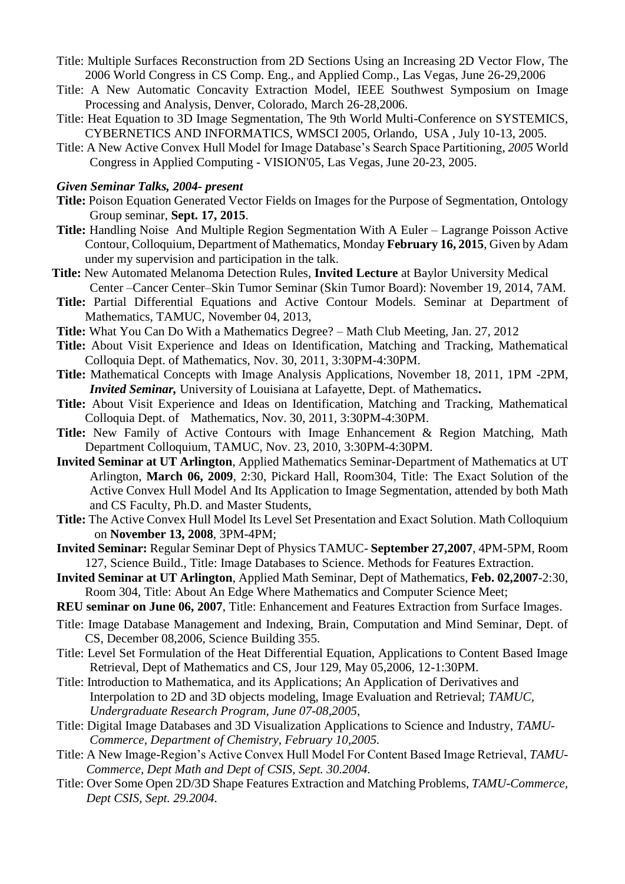Title: Multiple Surfaces Reconstruction from 2D Sections Using an Increasing 2D Vector Flow, The 2006 World Congress in CS Comp. Eng., and Applied Comp., Las Vegas, June 26-29,2006

Title: A New Automatic Concavity Extraction Model, IEEE Southwest Symposium on Image Processing and Analysis, Denver, Colorado, March 26-28,2006.

Title: Heat Equation to 3D Image Segmentation, The 9th World Multi-Conference on SYSTEMICS, CYBERNETICS AND INFORMATICS, WMSCI 2005, Orlando, USA , July 10-13, 2005.

Title: A New Active Convex Hull Model for Image Database's Search Space Partitioning, *2005* World Congress in Applied Computing - VISION'05, Las Vegas, June 20-23, 2005.

***Given Seminar Talks, 2004- present***

**Title:** Poison Equation Generated Vector Fields on Images for the Purpose of Segmentation, Ontology Group seminar, **Sept. 17, 2015**.

**Title:** Handling Noise And Multiple Region Segmentation With A Euler – Lagrange Poisson Active Contour, Colloquium, Department of Mathematics, Monday **February 16, 2015**, Given by Adam under my supervision and participation in the talk.

**Title:** New Automated Melanoma Detection Rules, **Invited Lecture** at Baylor University Medical Center –Cancer Center–Skin Tumor Seminar (Skin Tumor Board): November 19, 2014, 7AM.

**Title:** Partial Differential Equations and Active Contour Models. Seminar at Department of Mathematics, TAMUC, November 04, 2013,

**Title:** What You Can Do With a Mathematics Degree? – Math Club Meeting, Jan. 27, 2012

**Title:** About Visit Experience and Ideas on Identification, Matching and Tracking, Mathematical Colloquia Dept. of Mathematics, Nov. 30, 2011, 3:30PM-4:30PM.

**Title:** Mathematical Concepts with Image Analysis Applications, November 18, 2011, 1PM -2PM, ***Invited Seminar,*** University of Louisiana at Lafayette, Dept. of Mathematics**.**

**Title:** About Visit Experience and Ideas on Identification, Matching and Tracking, Mathematical Colloquia Dept. of Mathematics, Nov. 30, 2011, 3:30PM-4:30PM.

**Title:** New Family of Active Contours with Image Enhancement & Region Matching, Math Department Colloquium, TAMUC, Nov. 23, 2010, 3:30PM-4:30PM.

**Invited Seminar at UT Arlington**, Applied Mathematics Seminar-Department of Mathematics at UT Arlington, **March 06, 2009**, 2:30, Pickard Hall, Room304, Title: The Exact Solution of the Active Convex Hull Model And Its Application to Image Segmentation, attended by both Math and CS Faculty, Ph.D. and Master Students,

**Title:** The Active Convex Hull Model Its Level Set Presentation and Exact Solution. Math Colloquium on **November 13, 2008**, 3PM-4PM;

**Invited Seminar:** Regular Seminar Dept of Physics TAMUC- **September 27,2007**, 4PM-5PM, Room 127, Science Build., Title: Image Databases to Science. Methods for Features Extraction.

**Invited Seminar at UT Arlington**, Applied Math Seminar, Dept of Mathematics, **Feb. 02,2007**-2:30, Room 304, Title: About An Edge Where Mathematics and Computer Science Meet;

**REU seminar on June 06, 2007**, Title: Enhancement and Features Extraction from Surface Images.

Title: Image Database Management and Indexing, Brain, Computation and Mind Seminar, Dept. of CS, December 08,2006, Science Building 355.

Title: Level Set Formulation of the Heat Differential Equation, Applications to Content Based Image Retrieval, Dept of Mathematics and CS, Jour 129, May 05,2006, 12-1:30PM.

Title: Introduction to Mathematica, and its Applications; An Application of Derivatives and Interpolation to 2D and 3D objects modeling, Image Evaluation and Retrieval; *TAMUC, Undergraduate Research Program, June 07-08,2005*,

Title: Digital Image Databases and 3D Visualization Applications to Science and Industry, *TAMU-Commerce, Department of Chemistry, February 10,2005.*

Title: A New Image-Region's Active Convex Hull Model For Content Based Image Retrieval, *TAMU-Commerce, Dept Math and Dept of CSIS, Sept. 30.2004.*

Title: Over Some Open 2D/3D Shape Features Extraction and Matching Problems, *TAMU-Commerce, Dept CSIS, Sept. 29.2004.*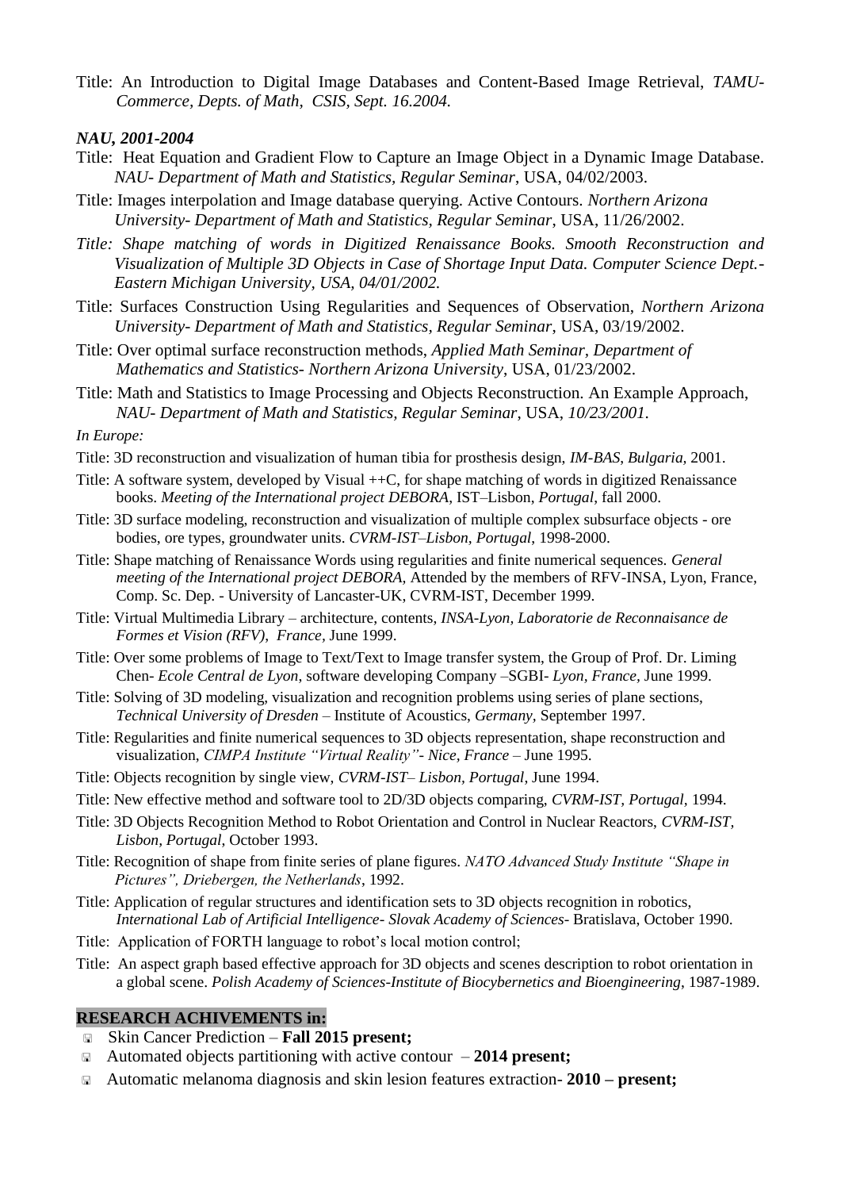Title: An Introduction to Digital Image Databases and Content-Based Image Retrieval, *TAMU-Commerce, Depts. of Math, CSIS, Sept. 16.2004.*

***NAU, 2001-2004***

Title: Heat Equation and Gradient Flow to Capture an Image Object in a Dynamic Image Database. *NAU- Department of Math and Statistics, Regular Seminar*, USA, 04/02/2003.

Title: Images interpolation and Image database querying. Active Contours. *Northern Arizona University- Department of Math and Statistics, Regular Seminar*, USA, 11/26/2002.

*Title: Shape matching of words in Digitized Renaissance Books. Smooth Reconstruction and Visualization of Multiple 3D Objects in Case of Shortage Input Data. Computer Science Dept.- Eastern Michigan University, USA, 04/01/2002.*

Title: Surfaces Construction Using Regularities and Sequences of Observation, *Northern Arizona University- Department of Math and Statistics, Regular Seminar*, USA, 03/19/2002.

Title: Over optimal surface reconstruction methods, *Applied Math Seminar, Department of Mathematics and Statistics- Northern Arizona University*, USA, 01/23/2002.

Title: Math and Statistics to Image Processing and Objects Reconstruction. An Example Approach, *NAU- Department of Math and Statistics, Regular Seminar*, USA, *10/23/2001.*

*In Europe:*

Title: 3D reconstruction and visualization of human tibia for prosthesis design, *IM-BAS, Bulgaria,* 2001.

Title: A software system, developed by Visual ++C, for shape matching of words in digitized Renaissance books. *Meeting of the International project DEBORA*, IST–Lisbon, *Portugal*, fall 2000.

Title: 3D surface modeling, reconstruction and visualization of multiple complex subsurface objects - ore bodies, ore types, groundwater units. *CVRM-IST–Lisbon, Portugal,* 1998-2000.

Title: Shape matching of Renaissance Words using regularities and finite numerical sequences. *General meeting of the International project DEBORA,* Attended by the members of RFV-INSA, Lyon, France, Comp. Sc. Dep. - University of Lancaster-UK, CVRM-IST, December 1999.

Title: Virtual Multimedia Library – architecture, contents, *INSA-Lyon, Laboratorie de Reconnaisance de Formes et Vision (RFV), France,* June 1999.

Title: Over some problems of Image to Text/Text to Image transfer system, the Group of Prof. Dr. Liming Chen- *Ecole Central de Lyon*, software developing Company –SGBI- *Lyon, France,* June 1999.

Title: Solving of 3D modeling, visualization and recognition problems using series of plane sections, *Technical University of Dresden* – Institute of Acoustics, *Germany,* September 1997.

Title: Regularities and finite numerical sequences to 3D objects representation, shape reconstruction and visualization, *CIMPA Institute "Virtual Reality"- Nice, France* – June 1995.

Title: Objects recognition by single view, *CVRM-IST– Lisbon, Portugal*, June 1994.

Title: New effective method and software tool to 2D/3D objects comparing, *CVRM-IST, Portugal,* 1994.

Title: 3D Objects Recognition Method to Robot Orientation and Control in Nuclear Reactors, *CVRM-IST, Lisbon, Portugal,* October 1993.

Title: Recognition of shape from finite series of plane figures. *NATO Advanced Study Institute "Shape in Pictures", Driebergen, the Netherlands*, 1992.

Title: Application of regular structures and identification sets to 3D objects recognition in robotics, *International Lab of Artificial Intelligence- Slovak Academy of Sciences-* Bratislava, October 1990.

Title: Application of FORTH language to robot's local motion control;

Title: An aspect graph based effective approach for 3D objects and scenes description to robot orientation in a global scene. *Polish Academy of Sciences-Institute of Biocybernetics and Bioengineering*, 1987-1989.

## RESEARCH ACHIVEMENTS in:

- Skin Cancer Prediction – **Fall 2015 present;**
- Automated objects partitioning with active contour – **2014 present;**
- Automatic melanoma diagnosis and skin lesion features extraction- **2010 – present;**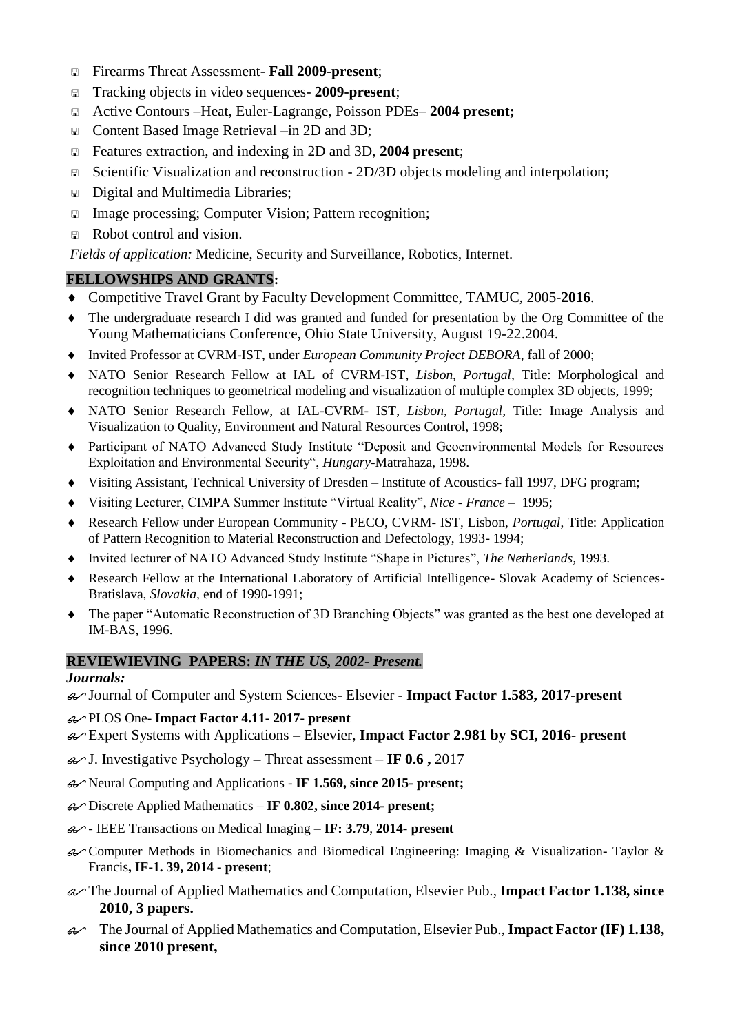- Firearms Threat Assessment- **Fall 2009-present**;
- Tracking objects in video sequences- **2009-present**;
- Active Contours –Heat, Euler-Lagrange, Poisson PDEs– **2004 present;**
- Content Based Image Retrieval –in 2D and 3D;
- Features extraction, and indexing in 2D and 3D, **2004 present**;
- Scientific Visualization and reconstruction - 2D/3D objects modeling and interpolation;
- Digital and Multimedia Libraries;
- Image processing; Computer Vision; Pattern recognition;
- Robot control and vision.

*Fields of application:* Medicine, Security and Surveillance, Robotics, Internet.

## FELLOWSHIPS AND GRANTS:

- Competitive Travel Grant by Faculty Development Committee, TAMUC, 2005-**2016**.
- The undergraduate research I did was granted and funded for presentation by the Org Committee of the Young Mathematicians Conference, Ohio State University, August 19-22.2004.
- Invited Professor at CVRM-IST, under *European Community Project DEBORA*, fall of 2000;
- NATO Senior Research Fellow at IAL of CVRM-IST, *Lisbon, Portugal*, Title: Morphological and recognition techniques to geometrical modeling and visualization of multiple complex 3D objects, 1999;
- NATO Senior Research Fellow, at IAL-CVRM- IST, *Lisbon, Portugal*, Title: Image Analysis and Visualization to Quality, Environment and Natural Resources Control, 1998;
- Participant of NATO Advanced Study Institute "Deposit and Geoenvironmental Models for Resources Exploitation and Environmental Security", *Hungary*-Matrahaza, 1998.
- Visiting Assistant, Technical University of Dresden – Institute of Acoustics- fall 1997, DFG program;
- Visiting Lecturer, CIMPA Summer Institute "Virtual Reality", *Nice - France* – 1995;
- Research Fellow under European Community - PECO, CVRM- IST, Lisbon, *Portugal*, Title: Application of Pattern Recognition to Material Reconstruction and Defectology, 1993- 1994;
- Invited lecturer of NATO Advanced Study Institute "Shape in Pictures", *The Netherlands*, 1993.
- Research Fellow at the International Laboratory of Artificial Intelligence- Slovak Academy of Sciences- Bratislava, *Slovakia*, end of 1990-1991;
- The paper "Automatic Reconstruction of 3D Branching Objects" was granted as the best one developed at IM-BAS, 1996.

## REVIEWIEVING PAPERS: *IN THE US, 2002- Present.*

***Journals:***

- Journal of Computer and System Sciences- Elsevier - **Impact Factor 1.583, 2017-present**
- PLOS One- **Impact Factor 4.11- 2017- present**
- Expert Systems with Applications **–** Elsevier, **Impact Factor 2.981 by SCI, 2016- present**
- J. Investigative Psychology **–** Threat assessment – **IF 0.6 ,** 2017
- Neural Computing and Applications - **IF 1.569, since 2015- present;**
- Discrete Applied Mathematics – **IF 0.802, since 2014- present;**
- **-** IEEE Transactions on Medical Imaging – **IF: 3.79**, **2014- present**
- Computer Methods in Biomechanics and Biomedical Engineering: Imaging & Visualization- Taylor & Francis**, IF-1. 39, 2014 - present**;
- The Journal of Applied Mathematics and Computation, Elsevier Pub., **Impact Factor 1.138, since 2010, 3 papers.**
- The Journal of Applied Mathematics and Computation, Elsevier Pub., **Impact Factor (IF) 1.138, since 2010 present,**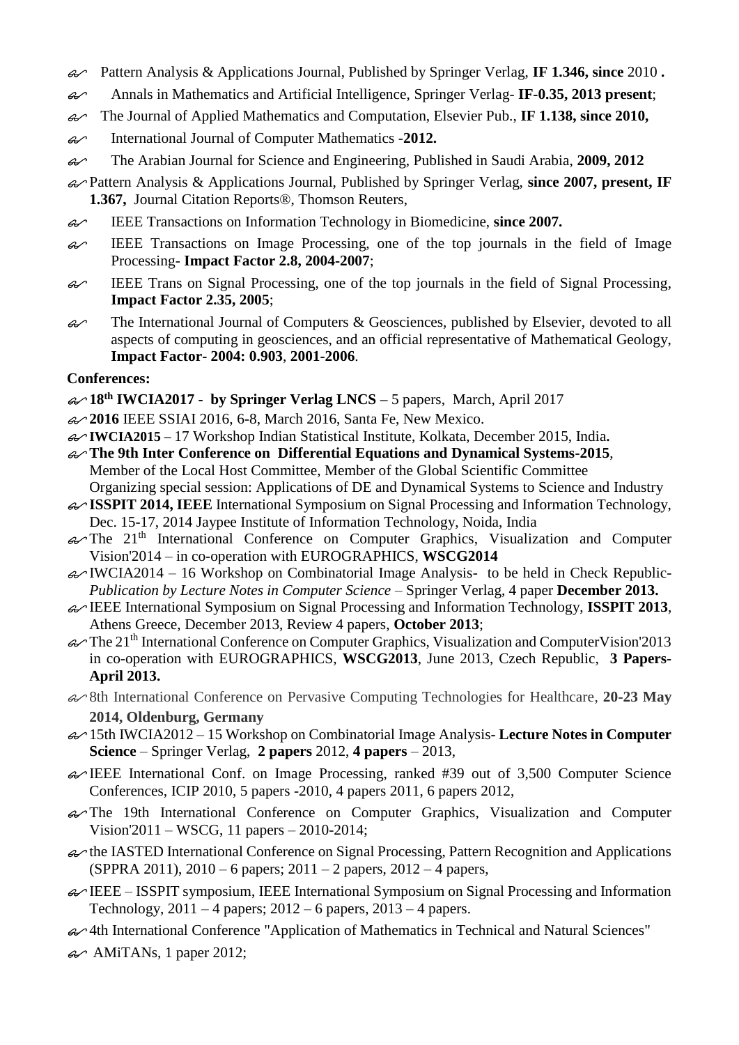- Pattern Analysis & Applications Journal, Published by Springer Verlag, **IF 1.346, since** 2010 **.**
- Annals in Mathematics and Artificial Intelligence, Springer Verlag- **IF-0.35, 2013 present**;
- The Journal of Applied Mathematics and Computation, Elsevier Pub., **IF 1.138, since 2010,**
- International Journal of Computer Mathematics **-2012.**
- The Arabian Journal for Science and Engineering, Published in Saudi Arabia, **2009, 2012**
- Pattern Analysis & Applications Journal, Published by Springer Verlag, **since 2007, present, IF 1.367,** Journal Citation Reports®, Thomson Reuters,
- IEEE Transactions on Information Technology in Biomedicine, **since 2007.**
- IEEE Transactions on Image Processing, one of the top journals in the field of Image Processing- **Impact Factor 2.8, 2004-2007**;
- IEEE Trans on Signal Processing, one of the top journals in the field of Signal Processing, **Impact Factor 2.35, 2005**;
- The International Journal of Computers & Geosciences, published by Elsevier, devoted to all aspects of computing in geosciences, and an official representative of Mathematical Geology, **Impact Factor- 2004: 0.903**, **2001-2006**.

**Conferences:**

- **18th IWCIA2017 - by Springer Verlag LNCS –** 5 papers, March, April 2017
- **2016** IEEE SSIAI 2016, 6-8, March 2016, Santa Fe, New Mexico.
- **IWCIA2015 –** 17 Workshop Indian Statistical Institute, Kolkata, December 2015, India**.**
- **The 9th Inter Conference on Differential Equations and Dynamical Systems-2015**, Member of the Local Host Committee, Member of the Global Scientific Committee Organizing special session: Applications of DE and Dynamical Systems to Science and Industry
- **ISSPIT 2014, IEEE** International Symposium on Signal Processing and Information Technology, Dec. 15-17, 2014 Jaypee Institute of Information Technology, Noida, India
- The 21th International Conference on Computer Graphics, Visualization and Computer Vision'2014 – in co-operation with EUROGRAPHICS, **WSCG2014**
- IWCIA2014 – 16 Workshop on Combinatorial Image Analysis- to be held in Check Republic- *Publication by Lecture Notes in Computer Science* – Springer Verlag, 4 paper **December 2013.**
- IEEE International Symposium on Signal Processing and Information Technology, **ISSPIT 2013**, Athens Greece, December 2013, Review 4 papers, **October 2013**;
- The 21th International Conference on Computer Graphics, Visualization and ComputerVision'2013 in co-operation with EUROGRAPHICS, **WSCG2013**, June 2013, Czech Republic, **3 Papers-April 2013.**
- 8th International Conference on Pervasive Computing Technologies for Healthcare, **20-23 May 2014, Oldenburg, Germany**
- 15th IWCIA2012 – 15 Workshop on Combinatorial Image Analysis- **Lecture Notes in Computer Science** – Springer Verlag, **2 papers** 2012, **4 papers** – 2013,
- IEEE International Conf. on Image Processing, ranked #39 out of 3,500 Computer Science Conferences, ICIP 2010, 5 papers -2010, 4 papers 2011, 6 papers 2012,
- The 19th International Conference on Computer Graphics, Visualization and Computer Vision'2011 – WSCG, 11 papers – 2010-2014;
- the IASTED International Conference on Signal Processing, Pattern Recognition and Applications (SPPRA 2011), 2010 – 6 papers; 2011 – 2 papers, 2012 – 4 papers,
- IEEE – ISSPIT symposium, IEEE International Symposium on Signal Processing and Information Technology, 2011 – 4 papers; 2012 – 6 papers, 2013 – 4 papers.
- 4th International Conference "Application of Mathematics in Technical and Natural Sciences"
- AMiTANs, 1 paper 2012;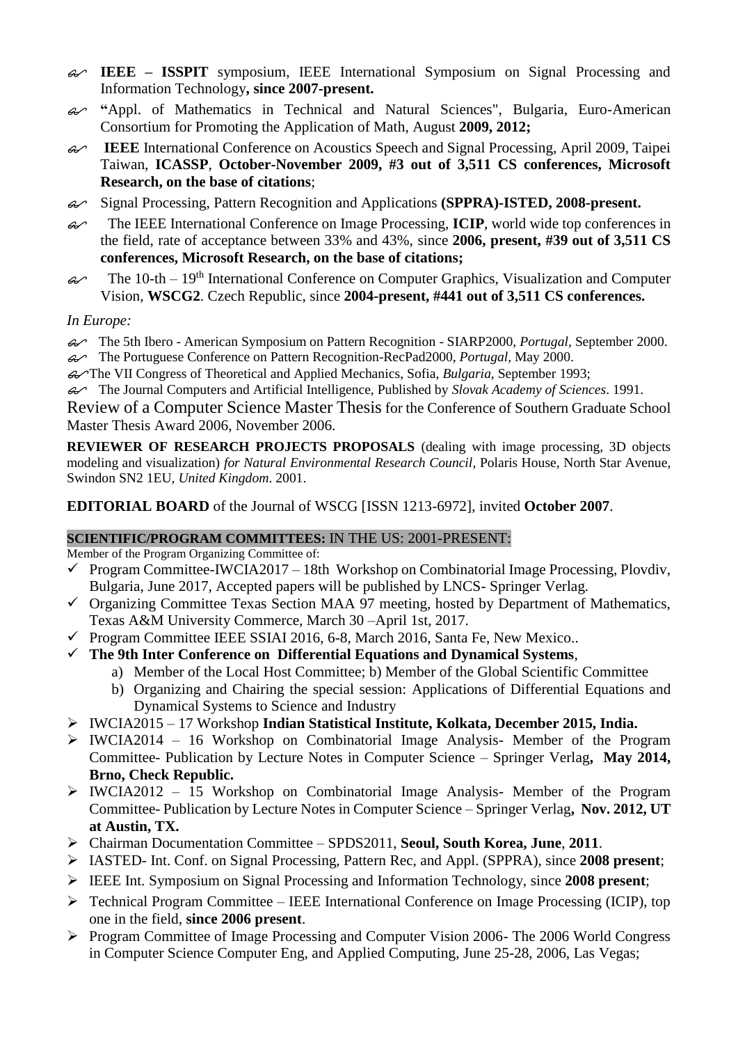- **IEEE – ISSPIT** symposium, IEEE International Symposium on Signal Processing and Information Technology**, since 2007-present.**
- **"**Appl. of Mathematics in Technical and Natural Sciences", Bulgaria, Euro-American Consortium for Promoting the Application of Math, August **2009, 2012;**
- **IEEE** International Conference on Acoustics Speech and Signal Processing, April 2009, Taipei Taiwan, **ICASSP**, **October-November 2009, #3 out of 3,511 CS conferences, Microsoft Research, on the base of citations**;
- Signal Processing, Pattern Recognition and Applications **(SPPRA)-ISTED, 2008-present.**
- The IEEE International Conference on Image Processing, **ICIP**, world wide top conferences in the field, rate of acceptance between 33% and 43%, since **2006, present, #39 out of 3,511 CS conferences, Microsoft Research, on the base of citations;**
- The 10-th – 19th International Conference on Computer Graphics, Visualization and Computer Vision, **WSCG2**. Czech Republic, since **2004-present, #441 out of 3,511 CS conferences.**

*In Europe:*

- The 5th Ibero - American Symposium on Pattern Recognition - SIARP2000, *Portugal*, September 2000.
- The Portuguese Conference on Pattern Recognition-RecPad2000, *Portugal*, May 2000.
- The VII Congress of Theoretical and Applied Mechanics, Sofia, *Bulgaria*, September 1993;
- The Journal Computers and Artificial Intelligence, Published by *Slovak Academy of Sciences*. 1991.

Review of a Computer Science Master Thesis for the Conference of Southern Graduate School Master Thesis Award 2006, November 2006.

**REVIEWER OF RESEARCH PROJECTS PROPOSALS** (dealing with image processing, 3D objects modeling and visualization) *for Natural Environmental Research Council*, Polaris House, North Star Avenue, Swindon SN2 1EU, *United Kingdom*. 2001.

**EDITORIAL BOARD** of the Journal of WSCG [ISSN 1213-6972], invited **October 2007**.

**SCIENTIFIC/PROGRAM COMMITTEES:** IN THE US: 2001-PRESENT:

Member of the Program Organizing Committee of:

- Program Committee-IWCIA2017 – 18th Workshop on Combinatorial Image Processing, Plovdiv, Bulgaria, June 2017, Accepted papers will be published by LNCS- Springer Verlag.
- Organizing Committee Texas Section MAA 97 meeting, hosted by Department of Mathematics, Texas A&M University Commerce, March 30 –April 1st, 2017.
- Program Committee IEEE SSIAI 2016, 6-8, March 2016, Santa Fe, New Mexico..
- **The 9th Inter Conference on Differential Equations and Dynamical Systems**,
  a) Member of the Local Host Committee; b) Member of the Global Scientific Committee
  b) Organizing and Chairing the special session: Applications of Differential Equations and Dynamical Systems to Science and Industry
- IWCIA2015 – 17 Workshop **Indian Statistical Institute, Kolkata, December 2015, India.**
- IWCIA2014 – 16 Workshop on Combinatorial Image Analysis- Member of the Program Committee- Publication by Lecture Notes in Computer Science – Springer Verlag**, May 2014, Brno, Check Republic.**
- IWCIA2012 – 15 Workshop on Combinatorial Image Analysis- Member of the Program Committee- Publication by Lecture Notes in Computer Science – Springer Verlag**, Nov. 2012, UT at Austin, TX.**
- Chairman Documentation Committee – SPDS2011, **Seoul, South Korea, June**, **2011**.
- IASTED- Int. Conf. on Signal Processing, Pattern Rec, and Appl. (SPPRA), since **2008 present**;
- IEEE Int. Symposium on Signal Processing and Information Technology, since **2008 present**;
- Technical Program Committee – IEEE International Conference on Image Processing (ICIP), top one in the field, **since 2006 present**.
- Program Committee of Image Processing and Computer Vision 2006- The 2006 World Congress in Computer Science Computer Eng, and Applied Computing, June 25-28, 2006, Las Vegas;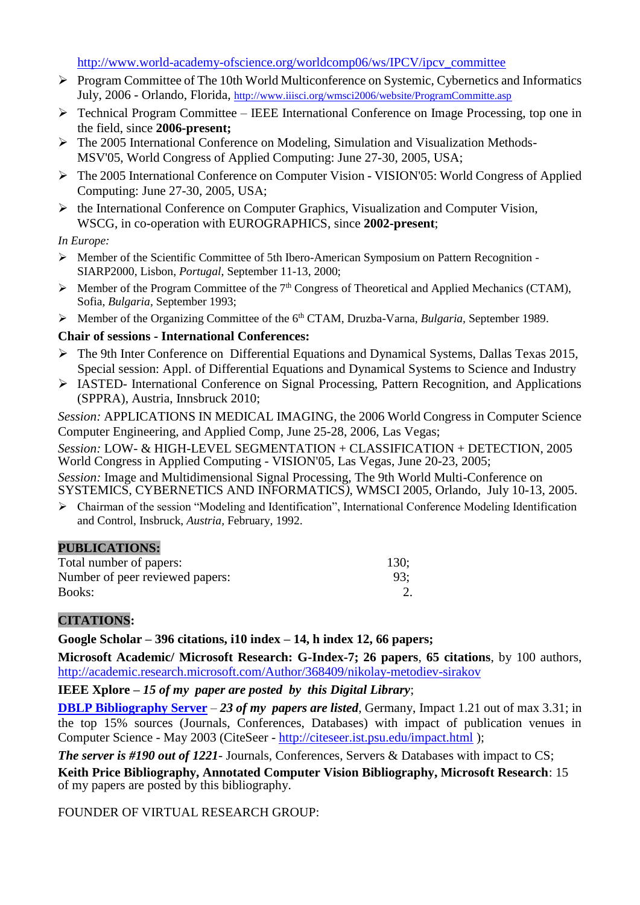http://www.world-academy-ofscience.org/worldcomp06/ws/IPCV/ipcv_committee

- Program Committee of The 10th World Multiconference on Systemic, Cybernetics and Informatics July, 2006 - Orlando, Florida, http://www.iiisci.org/wmsci2006/website/ProgramCommitte.asp
- Technical Program Committee – IEEE International Conference on Image Processing, top one in the field, since **2006-present;**
- The 2005 International Conference on Modeling, Simulation and Visualization Methods-MSV'05, World Congress of Applied Computing: June 27-30, 2005, USA;
- The 2005 International Conference on Computer Vision - VISION'05: World Congress of Applied Computing: June 27-30, 2005, USA;
- the International Conference on Computer Graphics, Visualization and Computer Vision, WSCG, in co-operation with EUROGRAPHICS, since **2002-present**;

*In Europe:*

- Member of the Scientific Committee of 5th Ibero-American Symposium on Pattern Recognition - SIARP2000, Lisbon, *Portugal*, September 11-13, 2000;
- Member of the Program Committee of the 7th Congress of Theoretical and Applied Mechanics (CTAM), Sofia, *Bulgaria*, September 1993;
- Member of the Organizing Committee of the 6th CTAM, Druzba-Varna, *Bulgaria*, September 1989.

**Chair of sessions - International Conferences:**

- The 9th Inter Conference on Differential Equations and Dynamical Systems, Dallas Texas 2015, Special session: Appl. of Differential Equations and Dynamical Systems to Science and Industry
- IASTED- International Conference on Signal Processing, Pattern Recognition, and Applications (SPPRA), Austria, Innsbruck 2010;

*Session:* APPLICATIONS IN MEDICAL IMAGING, the 2006 World Congress in Computer Science Computer Engineering, and Applied Comp, June 25-28, 2006, Las Vegas;

*Session:* LOW- & HIGH-LEVEL SEGMENTATION + CLASSIFICATION + DETECTION, 2005 World Congress in Applied Computing - VISION'05, Las Vegas, June 20-23, 2005;

*Session:* Image and Multidimensional Signal Processing, The 9th World Multi-Conference on SYSTEMICS, CYBERNETICS AND INFORMATICS), WMSCI 2005, Orlando, July 10-13, 2005.

- Chairman of the session "Modeling and Identification", International Conference Modeling Identification and Control, Insbruck, *Austria*, February, 1992.

## PUBLICATIONS:

| | |
|---|---|
| Total number of papers: | 130; |
| Number of peer reviewed papers: | 93; |
| Books: | 2. |

## CITATIONS:

**Google Scholar – 396 citations, i10 index – 14, h index 12, 66 papers;**

**Microsoft Academic/ Microsoft Research: G-Index-7; 26 papers**, **65 citations**, by 100 authors, http://academic.research.microsoft.com/Author/368409/nikolay-metodiev-sirakov

**IEEE Xplore –** ***15 of my paper are posted by this Digital Library***;

**DBLP Bibliography Server** – ***23 of my papers are listed***, Germany, Impact 1.21 out of max 3.31; in the top 15% sources (Journals, Conferences, Databases) with impact of publication venues in Computer Science - May 2003 (CiteSeer - http://citeseer.ist.psu.edu/impact.html );

***The server is #190 out of 1221***- Journals, Conferences, Servers & Databases with impact to CS;

**Keith Price Bibliography, Annotated Computer Vision Bibliography, Microsoft Research**: 15 of my papers are posted by this bibliography.

FOUNDER OF VIRTUAL RESEARCH GROUP: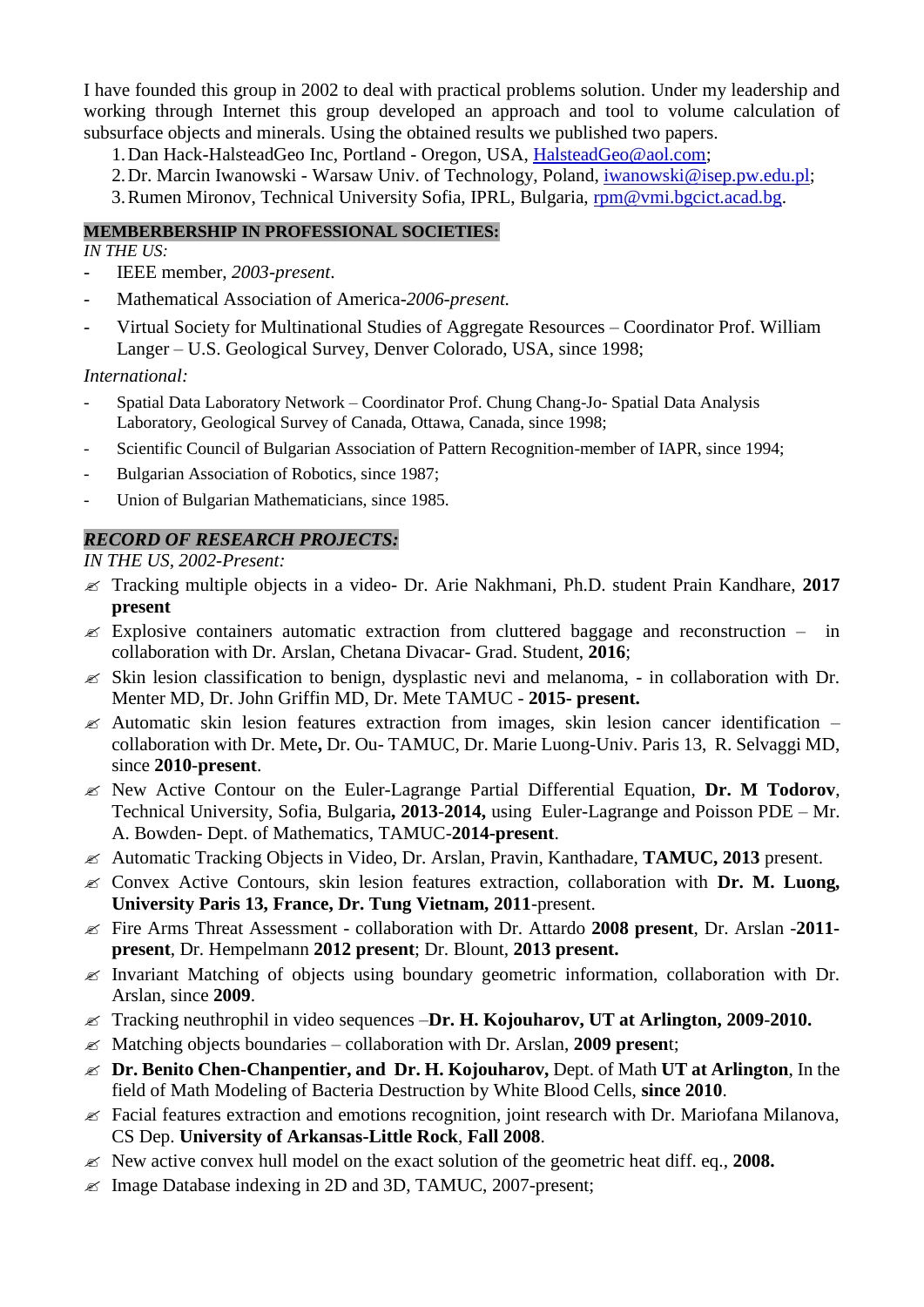I have founded this group in 2002 to deal with practical problems solution. Under my leadership and working through Internet this group developed an approach and tool to volume calculation of subsurface objects and minerals. Using the obtained results we published two papers.

1. Dan Hack-HalsteadGeo Inc, Portland - Oregon, USA, HalsteadGeo@aol.com;
2. Dr. Marcin Iwanowski - Warsaw Univ. of Technology, Poland, iwanowski@isep.pw.edu.pl;
3. Rumen Mironov, Technical University Sofia, IPRL, Bulgaria, rpm@vmi.bgcict.acad.bg.

**MEMBERBERSHIP IN PROFESSIONAL SOCIETIES:**

*IN THE US:*

- IEEE member, *2003-present*.
- Mathematical Association of America-*2006-present.*
- Virtual Society for Multinational Studies of Aggregate Resources – Coordinator Prof. William Langer – U.S. Geological Survey, Denver Colorado, USA, since 1998;

*International:*

- Spatial Data Laboratory Network – Coordinator Prof. Chung Chang-Jo- Spatial Data Analysis Laboratory, Geological Survey of Canada, Ottawa, Canada, since 1998;
- Scientific Council of Bulgarian Association of Pattern Recognition-member of IAPR, since 1994;
- Bulgarian Association of Robotics, since 1987;
- Union of Bulgarian Mathematicians, since 1985.

***RECORD OF RESEARCH PROJECTS:***

*IN THE US, 2002-Present:*

- Tracking multiple objects in a video- Dr. Arie Nakhmani, Ph.D. student Prain Kandhare, **2017 present**
- Explosive containers automatic extraction from cluttered baggage and reconstruction – in collaboration with Dr. Arslan, Chetana Divacar- Grad. Student, **2016**;
- Skin lesion classification to benign, dysplastic nevi and melanoma, - in collaboration with Dr. Menter MD, Dr. John Griffin MD, Dr. Mete TAMUC - **2015- present.**
- Automatic skin lesion features extraction from images, skin lesion cancer identification – collaboration with Dr. Mete**,** Dr. Ou- TAMUC, Dr. Marie Luong-Univ. Paris 13, R. Selvaggi MD, since **2010-present**.
- New Active Contour on the Euler-Lagrange Partial Differential Equation, **Dr. M Todorov**, Technical University, Sofia, Bulgaria**, 2013-2014,** using Euler-Lagrange and Poisson PDE – Mr. A. Bowden- Dept. of Mathematics, TAMUC-**2014-present**.
- Automatic Tracking Objects in Video, Dr. Arslan, Pravin, Kanthadare, **TAMUC, 2013** present.
- Convex Active Contours, skin lesion features extraction, collaboration with **Dr. M. Luong, University Paris 13, France, Dr. Tung Vietnam, 2011**-present.
- Fire Arms Threat Assessment - collaboration with Dr. Attardo **2008 present**, Dr. Arslan **-2011-present**, Dr. Hempelmann **2012 present**; Dr. Blount, **2013 present.**
- Invariant Matching of objects using boundary geometric information, collaboration with Dr. Arslan, since **2009**.
- Tracking neuthrophil in video sequences –**Dr. H. Kojouharov, UT at Arlington, 2009-2010.**
- Matching objects boundaries – collaboration with Dr. Arslan, **2009 presen**t;
- **Dr. Benito Chen-Chanpentier, and Dr. H. Kojouharov,** Dept. of Math **UT at Arlington**, In the field of Math Modeling of Bacteria Destruction by White Blood Cells, **since 2010**.
- Facial features extraction and emotions recognition, joint research with Dr. Mariofana Milanova, CS Dep. **University of Arkansas-Little Rock**, **Fall 2008**.
- New active convex hull model on the exact solution of the geometric heat diff. eq., **2008.**
- Image Database indexing in 2D and 3D, TAMUC, 2007-present;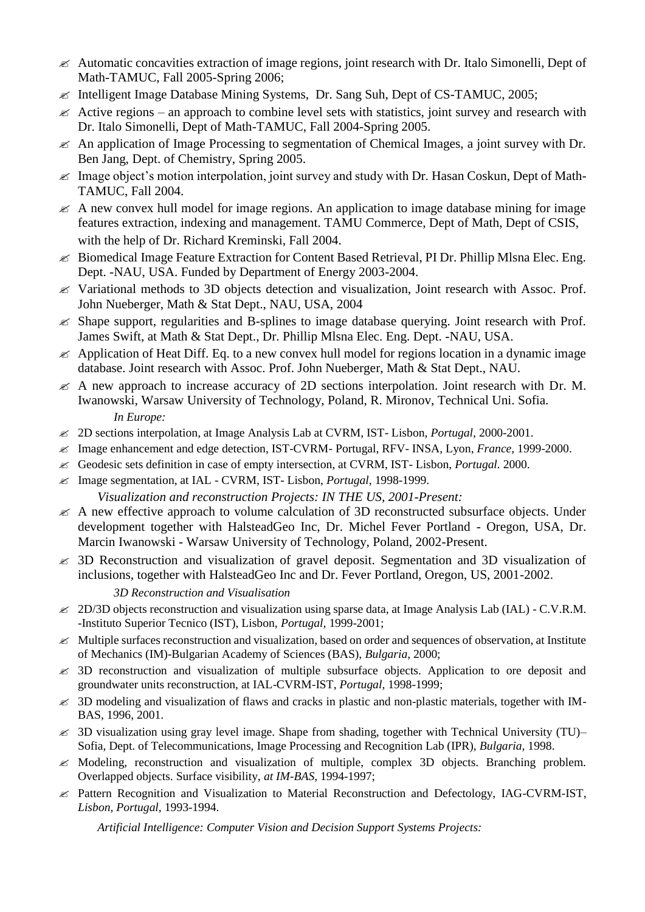- Automatic concavities extraction of image regions, joint research with Dr. Italo Simonelli, Dept of Math-TAMUC, Fall 2005-Spring 2006;
- Intelligent Image Database Mining Systems, Dr. Sang Suh, Dept of CS-TAMUC, 2005;
- Active regions – an approach to combine level sets with statistics, joint survey and research with Dr. Italo Simonelli, Dept of Math-TAMUC, Fall 2004-Spring 2005.
- An application of Image Processing to segmentation of Chemical Images, a joint survey with Dr. Ben Jang, Dept. of Chemistry, Spring 2005.
- Image object's motion interpolation, joint survey and study with Dr. Hasan Coskun, Dept of Math-TAMUC, Fall 2004.
- A new convex hull model for image regions. An application to image database mining for image features extraction, indexing and management. TAMU Commerce, Dept of Math, Dept of CSIS, with the help of Dr. Richard Kreminski, Fall 2004.
- Biomedical Image Feature Extraction for Content Based Retrieval, PI Dr. Phillip Mlsna Elec. Eng. Dept. -NAU, USA. Funded by Department of Energy 2003-2004.
- Variational methods to 3D objects detection and visualization, Joint research with Assoc. Prof. John Nueberger, Math & Stat Dept., NAU, USA, 2004
- Shape support, regularities and B-splines to image database querying. Joint research with Prof. James Swift, at Math & Stat Dept., Dr. Phillip Mlsna Elec. Eng. Dept. -NAU, USA.
- Application of Heat Diff. Eq. to a new convex hull model for regions location in a dynamic image database. Joint research with Assoc. Prof. John Nueberger, Math & Stat Dept., NAU.
- A new approach to increase accuracy of 2D sections interpolation. Joint research with Dr. M. Iwanowski, Warsaw University of Technology, Poland, R. Mironov, Technical Uni. Sofia.

*In Europe:*

- 2D sections interpolation, at Image Analysis Lab at CVRM, IST- Lisbon, *Portugal*, 2000-2001.
- Image enhancement and edge detection, IST-CVRM- Portugal, RFV- INSA, Lyon, *France,* 1999-2000.
- Geodesic sets definition in case of empty intersection, at CVRM, IST- Lisbon, *Portugal.* 2000.
- Image segmentation, at IAL - CVRM, IST- Lisbon, *Portugal,* 1998-1999.

*Visualization and reconstruction Projects: IN THE US, 2001-Present:*

- A new effective approach to volume calculation of 3D reconstructed subsurface objects. Under development together with HalsteadGeo Inc, Dr. Michel Fever Portland - Oregon, USA, Dr. Marcin Iwanowski - Warsaw University of Technology, Poland, 2002-Present.
- 3D Reconstruction and visualization of gravel deposit. Segmentation and 3D visualization of inclusions, together with HalsteadGeo Inc and Dr. Fever Portland, Oregon, US, 2001-2002.

*3D Reconstruction and Visualisation*

- 2D/3D objects reconstruction and visualization using sparse data, at Image Analysis Lab (IAL) - C.V.R.M. -Instituto Superior Tecnico (IST), Lisbon, *Portugal,* 1999-2001;
- Multiple surfaces reconstruction and visualization, based on order and sequences of observation, at Institute of Mechanics (IM)-Bulgarian Academy of Sciences (BAS), *Bulgaria,* 2000;
- 3D reconstruction and visualization of multiple subsurface objects. Application to ore deposit and groundwater units reconstruction, at IAL-CVRM-IST, *Portugal,* 1998-1999;
- 3D modeling and visualization of flaws and cracks in plastic and non-plastic materials, together with IM-BAS, 1996, 2001.
- 3D visualization using gray level image. Shape from shading, together with Technical University (TU)– Sofia, Dept. of Telecommunications, Image Processing and Recognition Lab (IPR), *Bulgaria,* 1998.
- Modeling, reconstruction and visualization of multiple, complex 3D objects. Branching problem. Overlapped objects. Surface visibility, *at IM-BAS,* 1994-1997;
- Pattern Recognition and Visualization to Material Reconstruction and Defectology, IAG-CVRM-IST, *Lisbon, Portugal,* 1993-1994.

*Artificial Intelligence: Computer Vision and Decision Support Systems Projects:*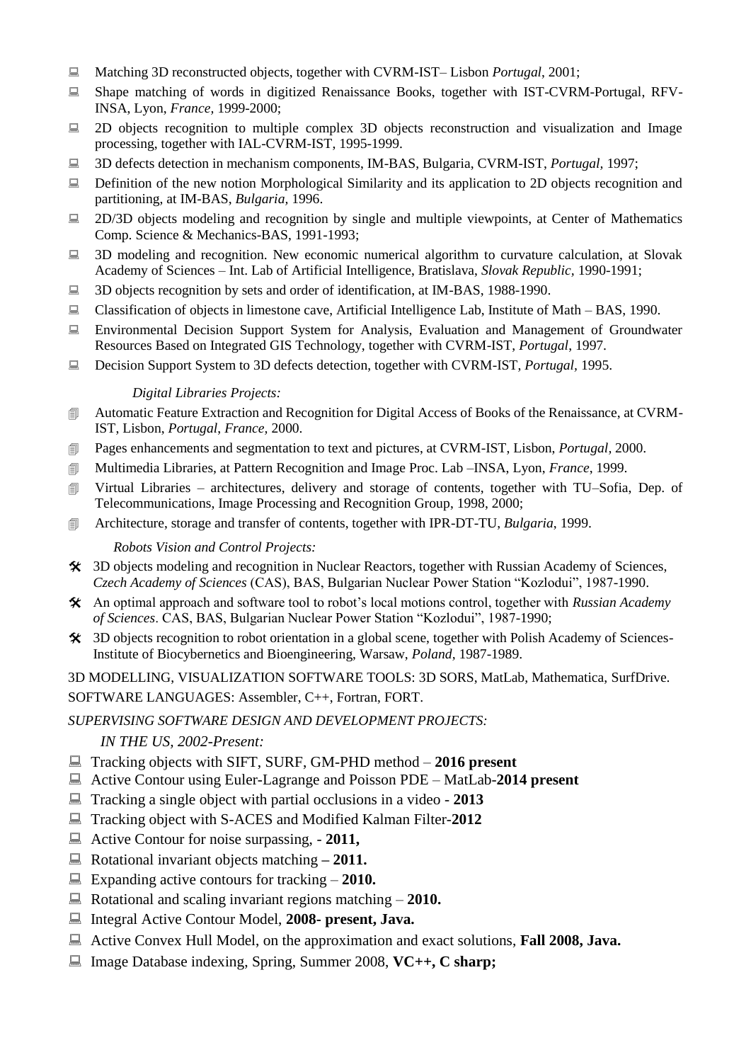- Matching 3D reconstructed objects, together with CVRM-IST– Lisbon *Portugal*, 2001;
- Shape matching of words in digitized Renaissance Books, together with IST-CVRM-Portugal, RFV-INSA, Lyon, *France,* 1999-2000;
- 2D objects recognition to multiple complex 3D objects reconstruction and visualization and Image processing, together with IAL-CVRM-IST, 1995-1999.
- 3D defects detection in mechanism components, IM-BAS, Bulgaria, CVRM-IST, *Portugal,* 1997;
- Definition of the new notion Morphological Similarity and its application to 2D objects recognition and partitioning, at IM-BAS, *Bulgaria,* 1996.
- 2D/3D objects modeling and recognition by single and multiple viewpoints, at Center of Mathematics Comp. Science & Mechanics-BAS, 1991-1993;
- 3D modeling and recognition. New economic numerical algorithm to curvature calculation, at Slovak Academy of Sciences – Int. Lab of Artificial Intelligence, Bratislava, *Slovak Republic*, 1990-1991;
- 3D objects recognition by sets and order of identification, at IM-BAS, 1988-1990.
- Classification of objects in limestone cave, Artificial Intelligence Lab, Institute of Math – BAS, 1990.
- Environmental Decision Support System for Analysis, Evaluation and Management of Groundwater Resources Based on Integrated GIS Technology, together with CVRM-IST, *Portugal*, 1997.
- Decision Support System to 3D defects detection, together with CVRM-IST, *Portugal*, 1995.

*Digital Libraries Projects:*

- Automatic Feature Extraction and Recognition for Digital Access of Books of the Renaissance, at CVRM-IST, Lisbon, *Portugal, France,* 2000.
- Pages enhancements and segmentation to text and pictures, at CVRM-IST, Lisbon, *Portugal,* 2000.
- Multimedia Libraries, at Pattern Recognition and Image Proc. Lab –INSA, Lyon, *France*, 1999.
- Virtual Libraries – architectures, delivery and storage of contents, together with TU–Sofia, Dep. of Telecommunications, Image Processing and Recognition Group, 1998, 2000;
- Architecture, storage and transfer of contents, together with IPR-DT-TU, *Bulgaria*, 1999.

*Robots Vision and Control Projects:*

- 3D objects modeling and recognition in Nuclear Reactors, together with Russian Academy of Sciences, *Czech Academy of Sciences* (CAS), BAS, Bulgarian Nuclear Power Station "Kozlodui", 1987-1990.
- An optimal approach and software tool to robot's local motions control, together with *Russian Academy of Sciences*. CAS, BAS, Bulgarian Nuclear Power Station "Kozlodui", 1987-1990;
- 3D objects recognition to robot orientation in a global scene, together with Polish Academy of Sciences-Institute of Biocybernetics and Bioengineering, Warsaw, *Poland*, 1987-1989.

3D MODELLING, VISUALIZATION SOFTWARE TOOLS: 3D SORS, MatLab, Mathematica, SurfDrive.

SOFTWARE LANGUAGES: Assembler, C++, Fortran, FORT.

*SUPERVISING SOFTWARE DESIGN AND DEVELOPMENT PROJECTS:*

*IN THE US, 2002-Present:*

- Tracking objects with SIFT, SURF, GM-PHD method – **2016 present**
- Active Contour using Euler-Lagrange and Poisson PDE – MatLab-**2014 present**
- Tracking a single object with partial occlusions in a video - **2013**
- Tracking object with S-ACES and Modified Kalman Filter-**2012**
- Active Contour for noise surpassing, - **2011,**
- Rotational invariant objects matching **– 2011.**
- Expanding active contours for tracking – **2010.**
- Rotational and scaling invariant regions matching – **2010.**
- Integral Active Contour Model, **2008- present, Java.**
- Active Convex Hull Model, on the approximation and exact solutions, **Fall 2008, Java.**
- Image Database indexing, Spring, Summer 2008, **VC++, C sharp;**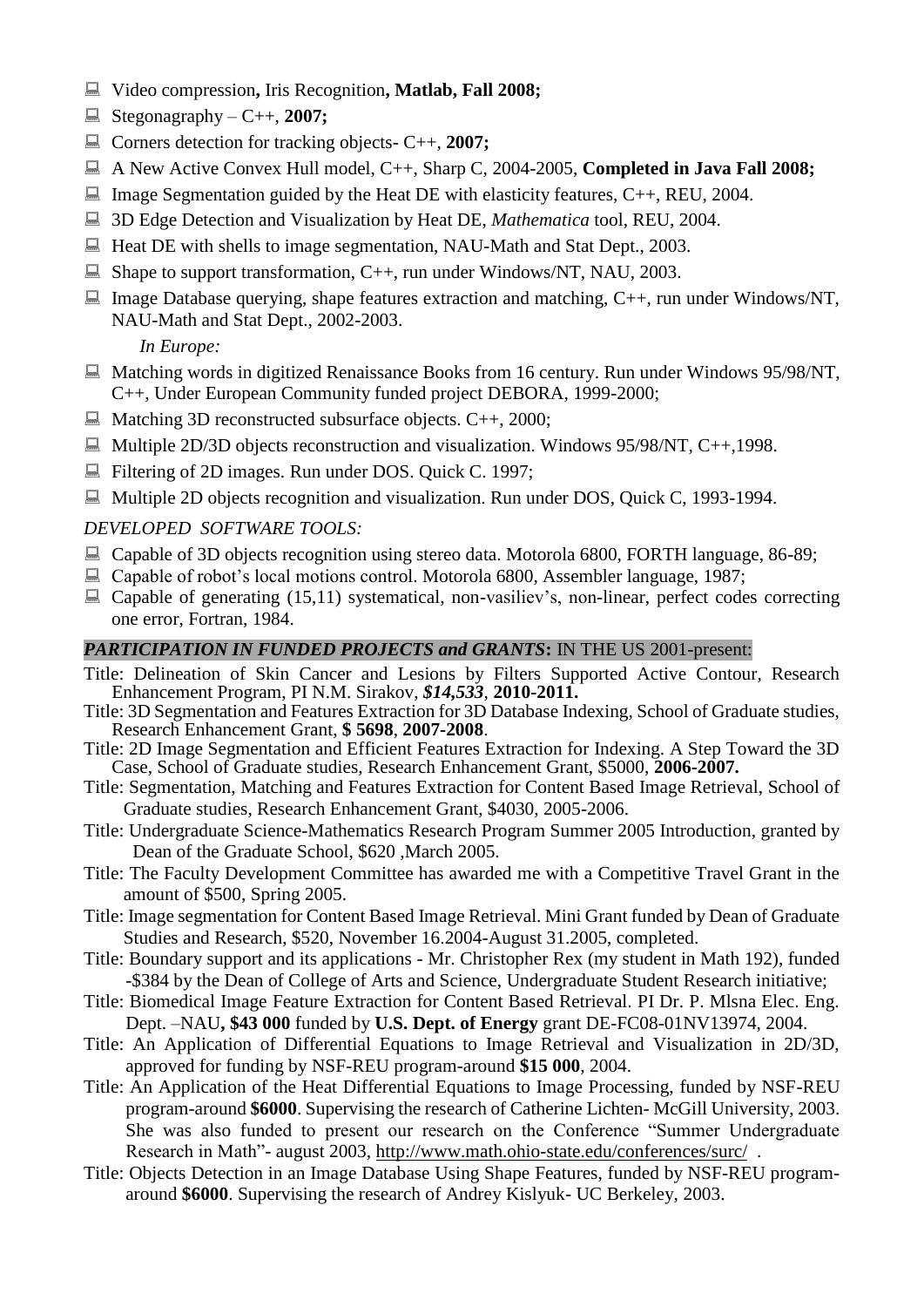- Video compression**,** Iris Recognition**, Matlab, Fall 2008;**
- Stegonagraphy – C++, **2007;**
- Corners detection for tracking objects- C++, **2007;**
- A New Active Convex Hull model, C++, Sharp C, 2004-2005, **Completed in Java Fall 2008;**
- Image Segmentation guided by the Heat DE with elasticity features, C++, REU, 2004.
- 3D Edge Detection and Visualization by Heat DE, *Mathematica* tool, REU, 2004.
- Heat DE with shells to image segmentation, NAU-Math and Stat Dept., 2003.
- Shape to support transformation, C++, run under Windows/NT, NAU, 2003.
- Image Database querying, shape features extraction and matching, C++, run under Windows/NT, NAU-Math and Stat Dept., 2002-2003.

*In Europe:*

- Matching words in digitized Renaissance Books from 16 century. Run under Windows 95/98/NT, C++, Under European Community funded project DEBORA, 1999-2000;
- Matching 3D reconstructed subsurface objects. C++, 2000;
- Multiple 2D/3D objects reconstruction and visualization. Windows 95/98/NT, C++,1998.
- Filtering of 2D images. Run under DOS. Quick C. 1997;
- Multiple 2D objects recognition and visualization. Run under DOS, Quick C, 1993-1994.

*DEVELOPED SOFTWARE TOOLS:*

- Capable of 3D objects recognition using stereo data. Motorola 6800, FORTH language, 86-89;
- Capable of robot's local motions control. Motorola 6800, Assembler language, 1987;
- Capable of generating (15,11) systematical, non-vasiliev's, non-linear, perfect codes correcting one error, Fortran, 1984.

***PARTICIPATION IN FUNDED PROJECTS and GRANTS*:** IN THE US 2001-present:

Title: Delineation of Skin Cancer and Lesions by Filters Supported Active Contour, Research Enhancement Program, PI N.M. Sirakov, ***$14,533***, **2010-2011.**

Title: 3D Segmentation and Features Extraction for 3D Database Indexing, School of Graduate studies, Research Enhancement Grant, **$ 5698**, **2007-2008**.

Title: 2D Image Segmentation and Efficient Features Extraction for Indexing. A Step Toward the 3D Case, School of Graduate studies, Research Enhancement Grant, $5000, **2006-2007.**

Title: Segmentation, Matching and Features Extraction for Content Based Image Retrieval, School of Graduate studies, Research Enhancement Grant, $4030, 2005-2006.

Title: Undergraduate Science-Mathematics Research Program Summer 2005 Introduction, granted by Dean of the Graduate School, $620 ,March 2005.

Title: The Faculty Development Committee has awarded me with a Competitive Travel Grant in the amount of $500, Spring 2005.

Title: Image segmentation for Content Based Image Retrieval. Mini Grant funded by Dean of Graduate Studies and Research, $520, November 16.2004-August 31.2005, completed.

Title: Boundary support and its applications - Mr. Christopher Rex (my student in Math 192), funded -$384 by the Dean of College of Arts and Science, Undergraduate Student Research initiative;

Title: Biomedical Image Feature Extraction for Content Based Retrieval. PI Dr. P. Mlsna Elec. Eng. Dept. –NAU**, $43 000** funded by **U.S. Dept. of Energy** grant DE-FC08-01NV13974, 2004.

Title: An Application of Differential Equations to Image Retrieval and Visualization in 2D/3D, approved for funding by NSF-REU program-around **$15 000**, 2004.

Title: An Application of the Heat Differential Equations to Image Processing, funded by NSF-REU program-around **$6000**. Supervising the research of Catherine Lichten- McGill University, 2003. She was also funded to present our research on the Conference "Summer Undergraduate Research in Math"- august 2003, http://www.math.ohio-state.edu/conferences/surc/ .

Title: Objects Detection in an Image Database Using Shape Features, funded by NSF-REU program-around **$6000**. Supervising the research of Andrey Kislyuk- UC Berkeley, 2003.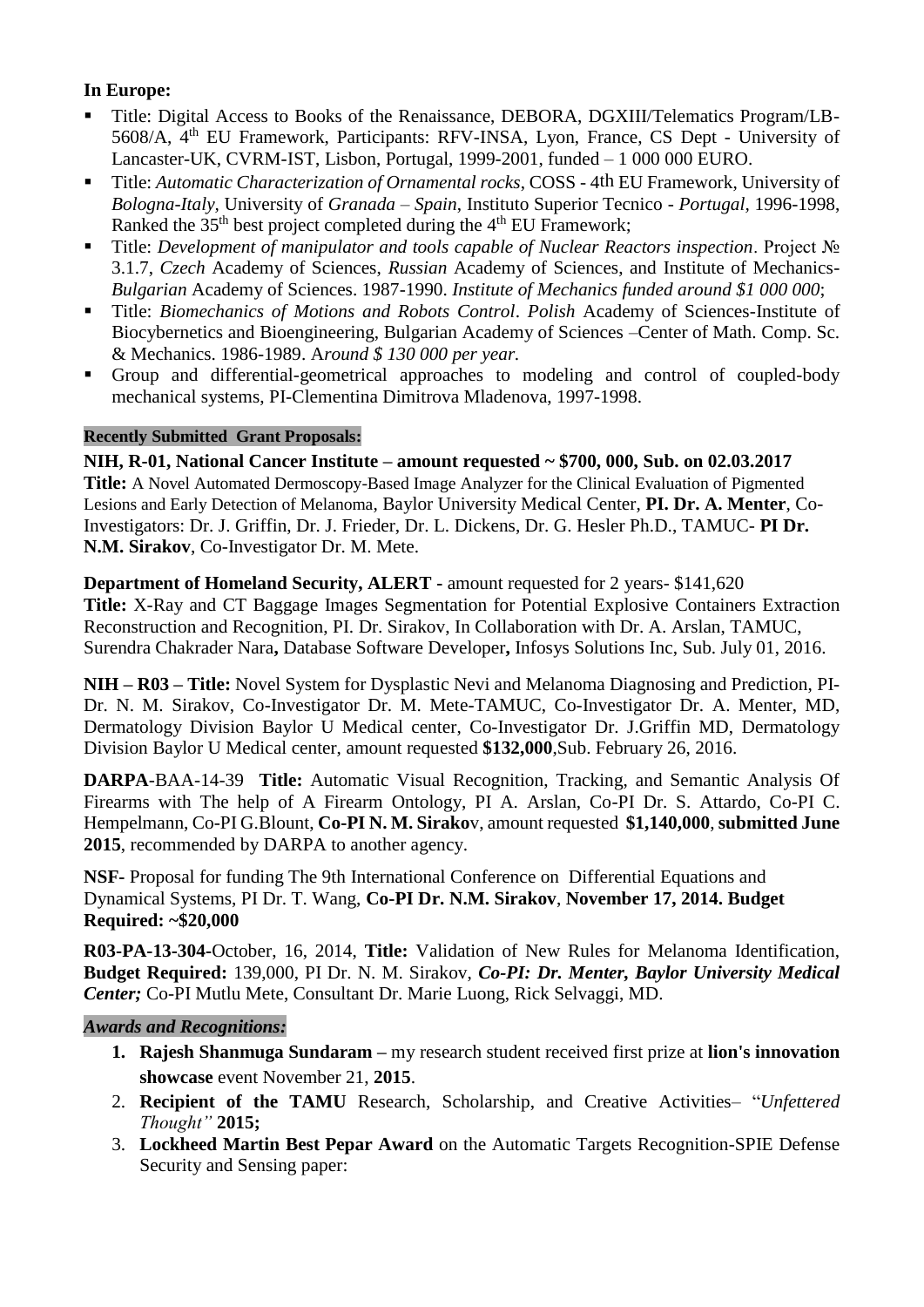**In Europe:**

- Title: Digital Access to Books of the Renaissance, DEBORA, DGXIII/Telematics Program/LB-5608/A, 4th EU Framework, Participants: RFV-INSA, Lyon, France, CS Dept - University of Lancaster-UK, CVRM-IST, Lisbon, Portugal, 1999-2001, funded – 1 000 000 EURO.
- Title: *Automatic Characterization of Ornamental rocks*, COSS - 4th EU Framework, University of *Bologna-Italy*, University of *Granada* – *Spain*, Instituto Superior Tecnico - *Portugal*, 1996-1998, Ranked the 35th best project completed during the 4th EU Framework;
- Title: *Development of manipulator and tools capable of Nuclear Reactors inspection*. Project № 3.1.7, *Czech* Academy of Sciences, *Russian* Academy of Sciences, and Institute of Mechanics-*Bulgarian* Academy of Sciences. 1987-1990. *Institute of Mechanics funded around $1 000 000*;
- Title: *Biomechanics of Motions and Robots Control*. *Polish* Academy of Sciences-Institute of Biocybernetics and Bioengineering, Bulgarian Academy of Sciences –Center of Math. Comp. Sc. & Mechanics. 1986-1989. A*round $ 130 000 per year.*
- Group and differential-geometrical approaches to modeling and control of coupled-body mechanical systems, PI-Clementina Dimitrova Mladenova, 1997-1998.

**Recently Submitted Grant Proposals:**

**NIH, R-01, National Cancer Institute – amount requested ~ $700, 000, Sub. on 02.03.2017**
**Title:** A Novel Automated Dermoscopy-Based Image Analyzer for the Clinical Evaluation of Pigmented Lesions and Early Detection of Melanoma, Baylor University Medical Center, **PI. Dr. A. Menter**, Co-Investigators: Dr. J. Griffin, Dr. J. Frieder, Dr. L. Dickens, Dr. G. Hesler Ph.D., TAMUC- **PI Dr. N.M. Sirakov**, Co-Investigator Dr. M. Mete.

**Department of Homeland Security, ALERT -** amount requested for 2 years- $141,620
**Title:** X-Ray and CT Baggage Images Segmentation for Potential Explosive Containers Extraction Reconstruction and Recognition, PI. Dr. Sirakov, In Collaboration with Dr. A. Arslan, TAMUC, Surendra Chakrader Nara**,** Database Software Developer**,** Infosys Solutions Inc, Sub. July 01, 2016.

**NIH – R03 – Title:** Novel System for Dysplastic Nevi and Melanoma Diagnosing and Prediction, PI-Dr. N. M. Sirakov, Co-Investigator Dr. M. Mete-TAMUC, Co-Investigator Dr. A. Menter, MD, Dermatology Division Baylor U Medical center, Co-Investigator Dr. J.Griffin MD, Dermatology Division Baylor U Medical center, amount requested **$132,000**,Sub. February 26, 2016.

**DARPA**-BAA-14-39 **Title:** Automatic Visual Recognition, Tracking, and Semantic Analysis Of Firearms with The help of A Firearm Ontology, PI A. Arslan, Co-PI Dr. S. Attardo, Co-PI C. Hempelmann, Co-PI G.Blount, **Co-PI N. M. Sirako**v, amount requested **$1,140,000**, **submitted June 2015**, recommended by DARPA to another agency.

**NSF-** Proposal for funding The 9th International Conference on Differential Equations and Dynamical Systems, PI Dr. T. Wang, **Co-PI Dr. N.M. Sirakov**, **November 17, 2014. Budget Required: ~$20,000**

**R03-PA-13-304-**October, 16, 2014, **Title:** Validation of New Rules for Melanoma Identification, **Budget Required:** 139,000, PI Dr. N. M. Sirakov, ***Co-PI: Dr. Menter, Baylor University Medical Center;*** Co-PI Mutlu Mete, Consultant Dr. Marie Luong, Rick Selvaggi, MD.

***Awards and Recognitions:***

1. **Rajesh Shanmuga Sundaram –** my research student received first prize at **lion's innovation showcase** event November 21, **2015**.
2. **Recipient of the TAMU** Research, Scholarship, and Creative Activities– "*Unfettered Thought"* **2015;**
3. **Lockheed Martin Best Pepar Award** on the Automatic Targets Recognition-SPIE Defense Security and Sensing paper: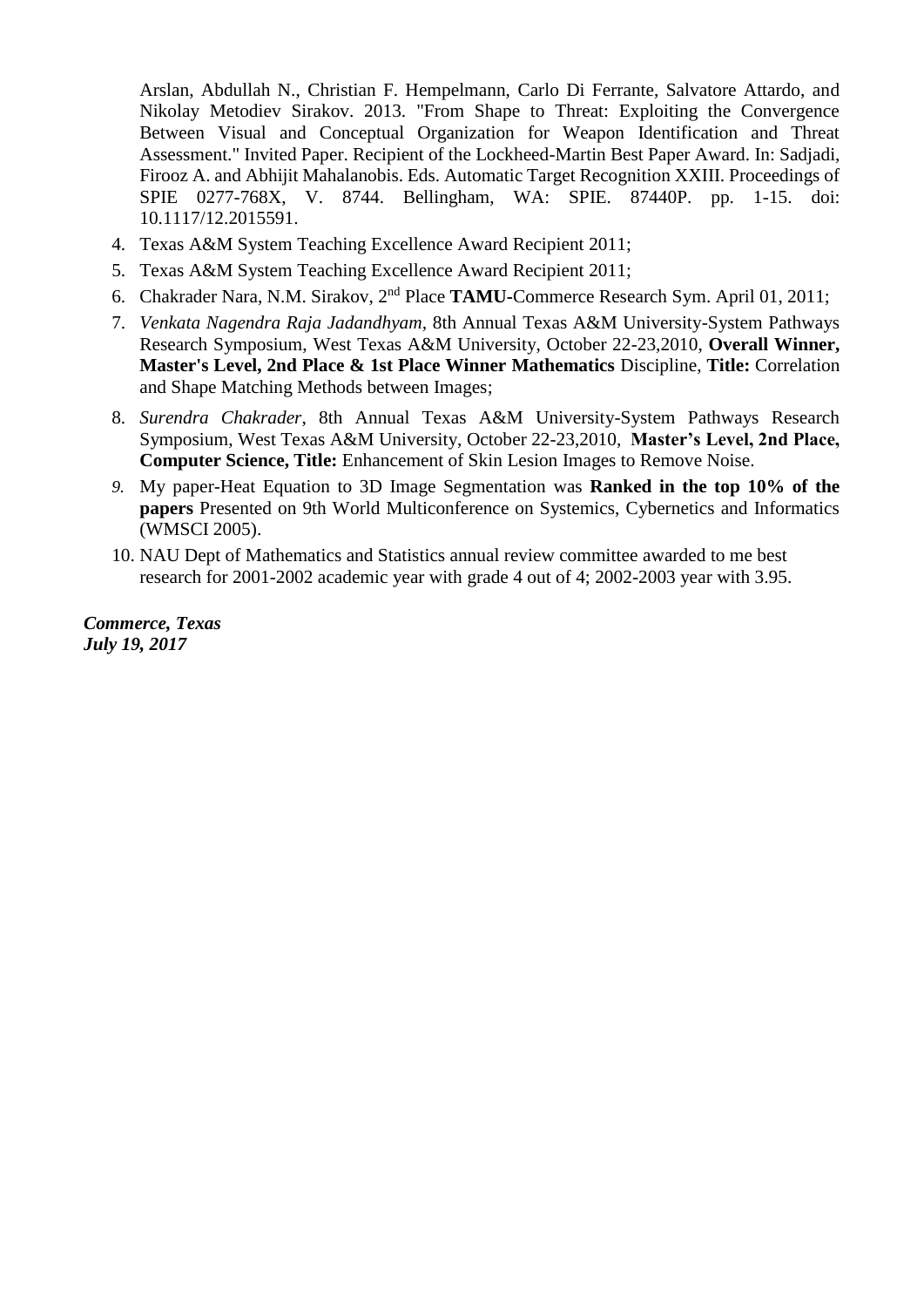Arslan, Abdullah N., Christian F. Hempelmann, Carlo Di Ferrante, Salvatore Attardo, and Nikolay Metodiev Sirakov. 2013. "From Shape to Threat: Exploiting the Convergence Between Visual and Conceptual Organization for Weapon Identification and Threat Assessment." Invited Paper. Recipient of the Lockheed-Martin Best Paper Award. In: Sadjadi, Firooz A. and Abhijit Mahalanobis. Eds. Automatic Target Recognition XXIII. Proceedings of SPIE 0277-768X, V. 8744. Bellingham, WA: SPIE. 87440P. pp. 1-15. doi: 10.1117/12.2015591.

4. Texas A&M System Teaching Excellence Award Recipient 2011;
5. Texas A&M System Teaching Excellence Award Recipient 2011;
6. Chakrader Nara, N.M. Sirakov, 2nd Place **TAMU**-Commerce Research Sym. April 01, 2011;
7. *Venkata Nagendra Raja Jadandhyam,* 8th Annual Texas A&M University-System Pathways Research Symposium, West Texas A&M University, October 22-23,2010, **Overall Winner, Master's Level, 2nd Place & 1st Place Winner Mathematics** Discipline, **Title:** Correlation and Shape Matching Methods between Images;
8. *Surendra Chakrader*, 8th Annual Texas A&M University-System Pathways Research Symposium, West Texas A&M University, October 22-23,2010, **Master's Level, 2nd Place, Computer Science, Title:** Enhancement of Skin Lesion Images to Remove Noise.
9. My paper-Heat Equation to 3D Image Segmentation was **Ranked in the top 10% of the papers** Presented on 9th World Multiconference on Systemics, Cybernetics and Informatics (WMSCI 2005).
10. NAU Dept of Mathematics and Statistics annual review committee awarded to me best research for 2001-2002 academic year with grade 4 out of 4; 2002-2003 year with 3.95.

***Commerce, Texas***
***July 19, 2017***